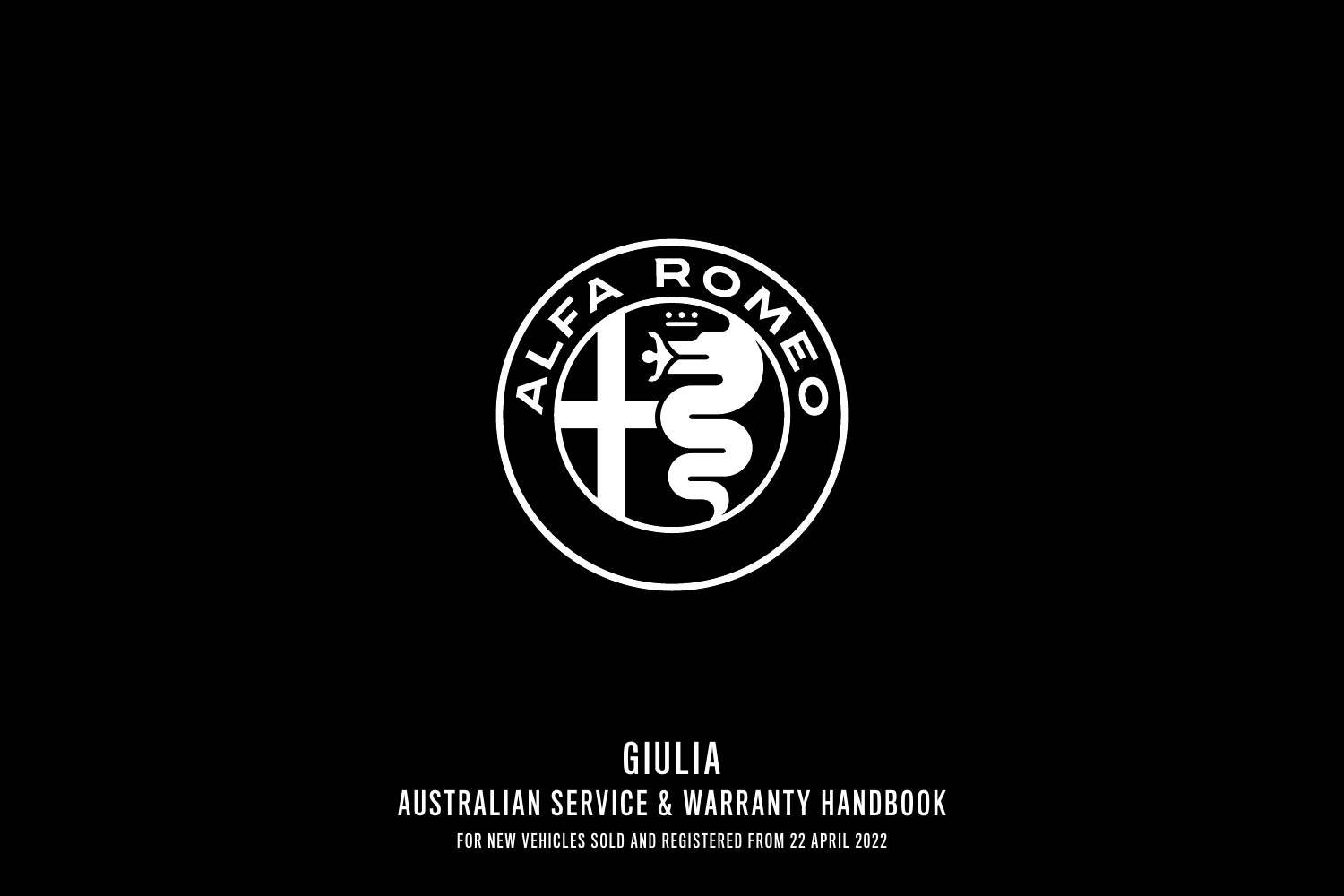# GIULIA

## AUSTRALIAN SERVICE & WARRANTY HANDBOOK

FOR NEW VEHICLES SOLD AND REGISTERED FROM 22 APRIL 2022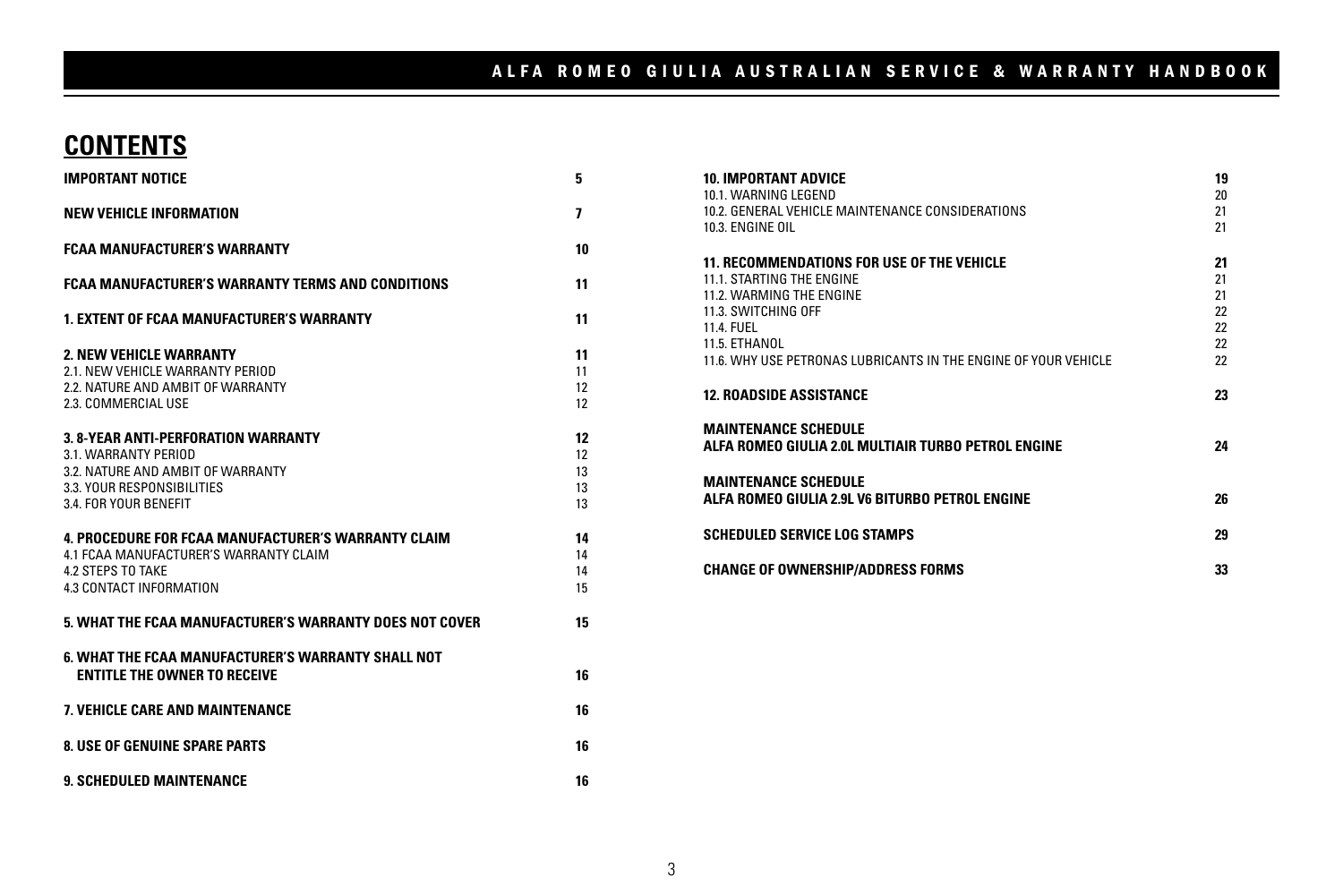# CONTENTS

| | |
|---|---|
| **IMPORTANT NOTICE** | **5** |
| **NEW VEHICLE INFORMATION** | **7** |
| **FCAA MANUFACTURER'S WARRANTY** | **10** |
| **FCAA MANUFACTURER'S WARRANTY TERMS AND CONDITIONS** | **11** |
| **1. EXTENT OF FCAA MANUFACTURER'S WARRANTY** | **11** |
| **2. NEW VEHICLE WARRANTY** | **11** |
| 2.1. NEW VEHICLE WARRANTY PERIOD | 11 |
| 2.2. NATURE AND AMBIT OF WARRANTY | 12 |
| 2.3. COMMERCIAL USE | 12 |
| **3. 8-YEAR ANTI-PERFORATION WARRANTY** | **12** |
| 3.1. WARRANTY PERIOD | 12 |
| 3.2. NATURE AND AMBIT OF WARRANTY | 13 |
| 3.3. YOUR RESPONSIBILITIES | 13 |
| 3.4. FOR YOUR BENEFIT | 13 |
| **4. PROCEDURE FOR FCAA MANUFACTURER'S WARRANTY CLAIM** | **14** |
| 4.1 FCAA MANUFACTURER'S WARRANTY CLAIM | 14 |
| 4.2 STEPS TO TAKE | 14 |
| 4.3 CONTACT INFORMATION | 15 |
| **5. WHAT THE FCAA MANUFACTURER'S WARRANTY DOES NOT COVER** | **15** |
| **6. WHAT THE FCAA MANUFACTURER'S WARRANTY SHALL NOT ENTITLE THE OWNER TO RECEIVE** | **16** |
| **7. VEHICLE CARE AND MAINTENANCE** | **16** |
| **8. USE OF GENUINE SPARE PARTS** | **16** |
| **9. SCHEDULED MAINTENANCE** | **16** |
| **10. IMPORTANT ADVICE** | **19** |
| 10.1. WARNING LEGEND | 20 |
| 10.2. GENERAL VEHICLE MAINTENANCE CONSIDERATIONS | 21 |
| 10.3. ENGINE OIL | 21 |
| **11. RECOMMENDATIONS FOR USE OF THE VEHICLE** | **21** |
| 11.1. STARTING THE ENGINE | 21 |
| 11.2. WARMING THE ENGINE | 21 |
| 11.3. SWITCHING OFF | 22 |
| 11.4. FUEL | 22 |
| 11.5. ETHANOL | 22 |
| 11.6. WHY USE PETRONAS LUBRICANTS IN THE ENGINE OF YOUR VEHICLE | 22 |
| **12. ROADSIDE ASSISTANCE** | **23** |
| **MAINTENANCE SCHEDULE ALFA ROMEO GIULIA 2.0L MULTIAIR TURBO PETROL ENGINE** | **24** |
| **MAINTENANCE SCHEDULE ALFA ROMEO GIULIA 2.9L V6 BITURBO PETROL ENGINE** | **26** |
| **SCHEDULED SERVICE LOG STAMPS** | **29** |
| **CHANGE OF OWNERSHIP/ADDRESS FORMS** | **33** |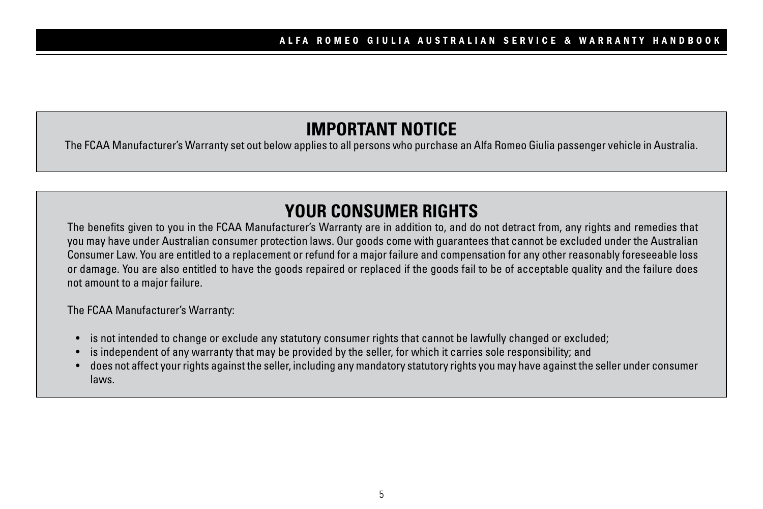## IMPORTANT NOTICE

The FCAA Manufacturer's Warranty set out below applies to all persons who purchase an Alfa Romeo Giulia passenger vehicle in Australia.

## YOUR CONSUMER RIGHTS

The benefits given to you in the FCAA Manufacturer's Warranty are in addition to, and do not detract from, any rights and remedies that you may have under Australian consumer protection laws. Our goods come with guarantees that cannot be excluded under the Australian Consumer Law. You are entitled to a replacement or refund for a major failure and compensation for any other reasonably foreseeable loss or damage. You are also entitled to have the goods repaired or replaced if the goods fail to be of acceptable quality and the failure does not amount to a major failure.

The FCAA Manufacturer's Warranty:

- is not intended to change or exclude any statutory consumer rights that cannot be lawfully changed or excluded;
- is independent of any warranty that may be provided by the seller, for which it carries sole responsibility; and
- does not affect your rights against the seller, including any mandatory statutory rights you may have against the seller under consumer laws.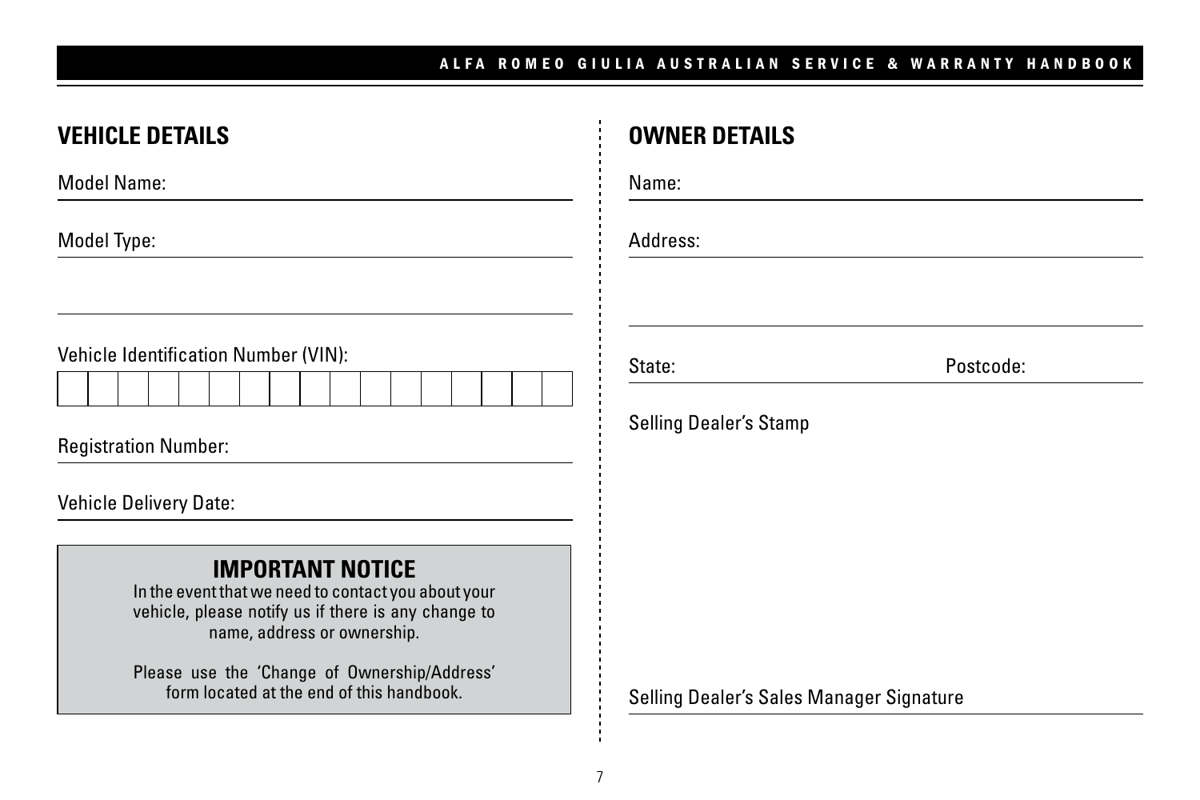## VEHICLE DETAILS

Model Name:

Model Type:

Vehicle Identification Number (VIN):

| | | | | | | | | | | | | | | | | |
|---|---|---|---|---|---|---|---|---|---|---|---|---|---|---|---|---|
| | | | | | | | | | | | | | | | | |

Registration Number:

Vehicle Delivery Date:

> **IMPORTANT NOTICE**
>
> In the event that we need to contact you about your vehicle, please notify us if there is any change to name, address or ownership.
>
> Please use the 'Change of Ownership/Address' form located at the end of this handbook.

## OWNER DETAILS

Name:

Address:

State: Postcode:

Selling Dealer's Stamp

Selling Dealer's Sales Manager Signature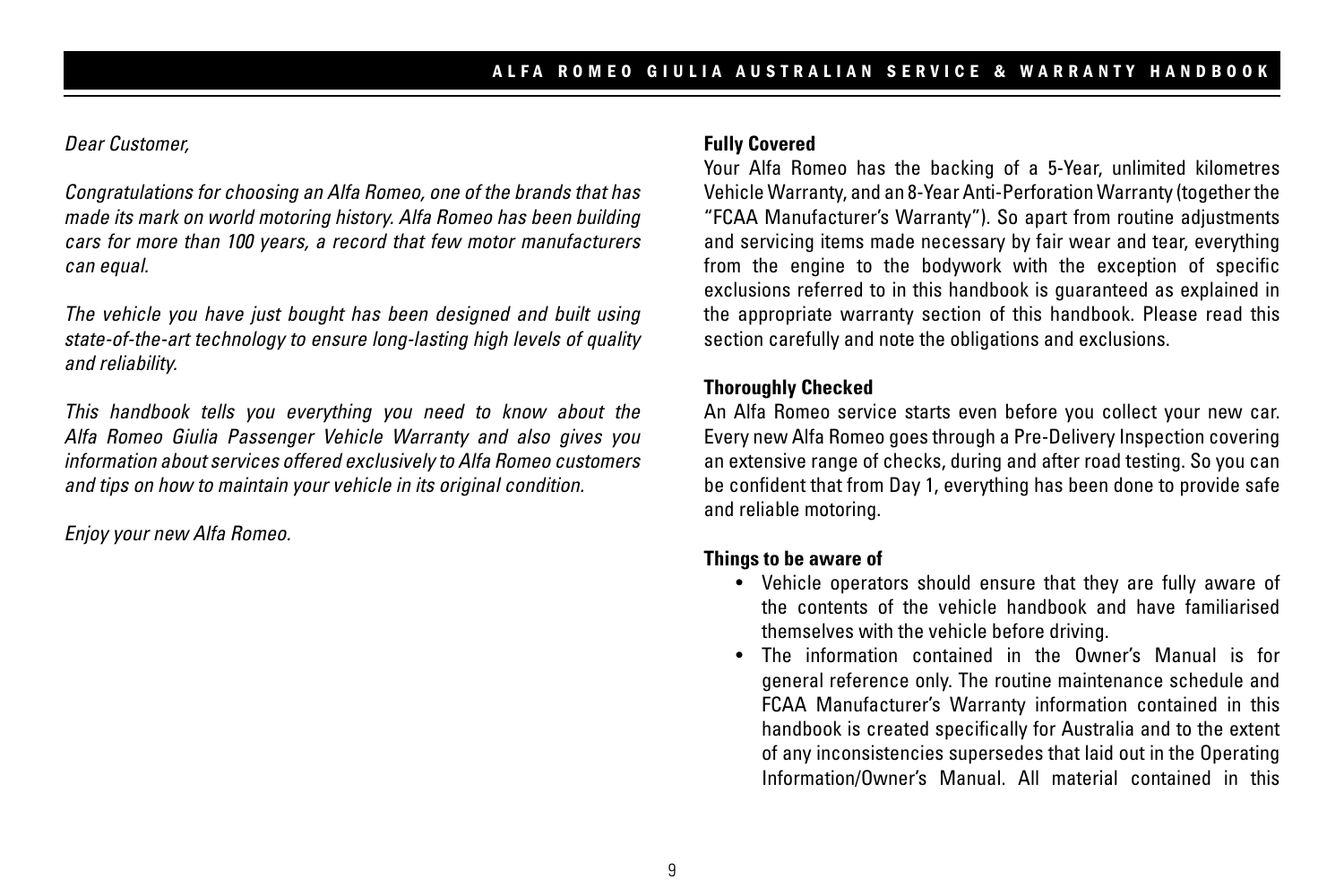*Dear Customer,*

*Congratulations for choosing an Alfa Romeo, one of the brands that has made its mark on world motoring history. Alfa Romeo has been building cars for more than 100 years, a record that few motor manufacturers can equal.*

*The vehicle you have just bought has been designed and built using state-of-the-art technology to ensure long-lasting high levels of quality and reliability.*

*This handbook tells you everything you need to know about the Alfa Romeo Giulia Passenger Vehicle Warranty and also gives you information about services offered exclusively to Alfa Romeo customers and tips on how to maintain your vehicle in its original condition.*

*Enjoy your new Alfa Romeo.*

**Fully Covered**

Your Alfa Romeo has the backing of a 5-Year, unlimited kilometres Vehicle Warranty, and an 8-Year Anti-Perforation Warranty (together the "FCAA Manufacturer's Warranty"). So apart from routine adjustments and servicing items made necessary by fair wear and tear, everything from the engine to the bodywork with the exception of specific exclusions referred to in this handbook is guaranteed as explained in the appropriate warranty section of this handbook. Please read this section carefully and note the obligations and exclusions.

**Thoroughly Checked**

An Alfa Romeo service starts even before you collect your new car. Every new Alfa Romeo goes through a Pre-Delivery Inspection covering an extensive range of checks, during and after road testing. So you can be confident that from Day 1, everything has been done to provide safe and reliable motoring.

**Things to be aware of**

- Vehicle operators should ensure that they are fully aware of the contents of the vehicle handbook and have familiarised themselves with the vehicle before driving.
- The information contained in the Owner's Manual is for general reference only. The routine maintenance schedule and FCAA Manufacturer's Warranty information contained in this handbook is created specifically for Australia and to the extent of any inconsistencies supersedes that laid out in the Operating Information/Owner's Manual. All material contained in this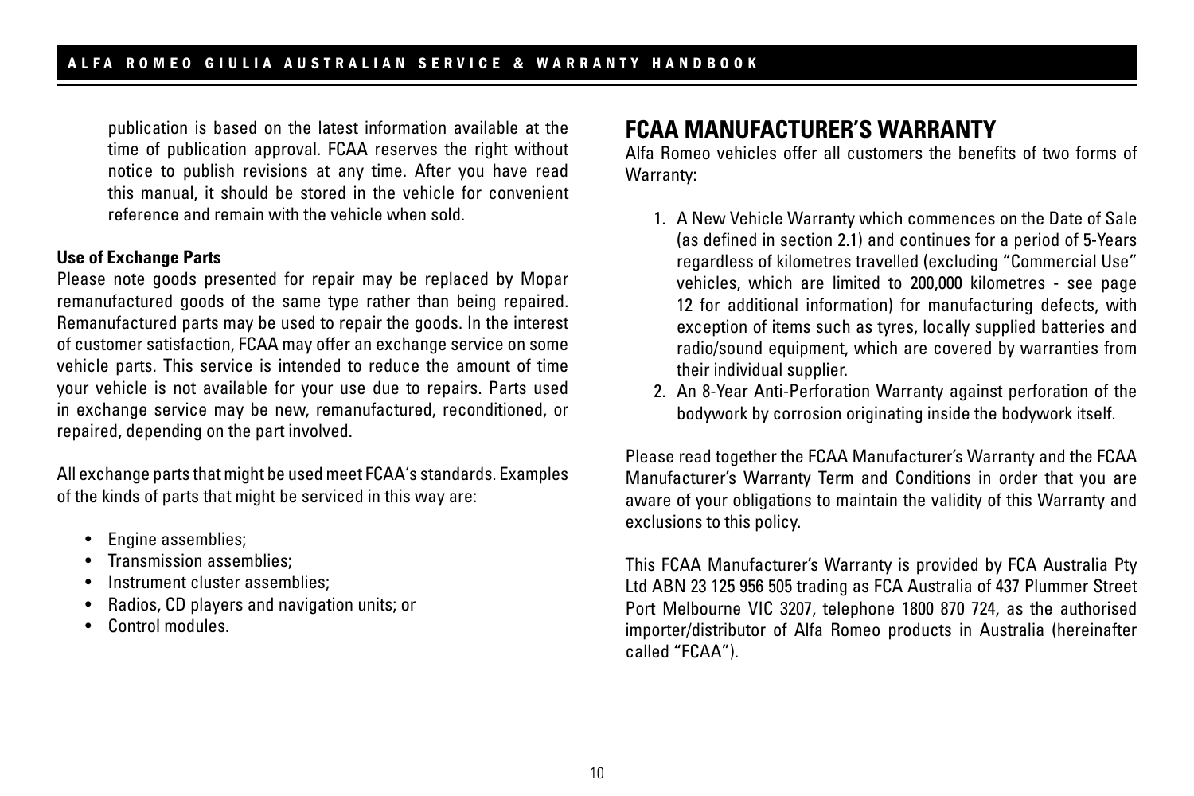publication is based on the latest information available at the time of publication approval. FCAA reserves the right without notice to publish revisions at any time. After you have read this manual, it should be stored in the vehicle for convenient reference and remain with the vehicle when sold.

**Use of Exchange Parts**

Please note goods presented for repair may be replaced by Mopar remanufactured goods of the same type rather than being repaired. Remanufactured parts may be used to repair the goods. In the interest of customer satisfaction, FCAA may offer an exchange service on some vehicle parts. This service is intended to reduce the amount of time your vehicle is not available for your use due to repairs. Parts used in exchange service may be new, remanufactured, reconditioned, or repaired, depending on the part involved.

All exchange parts that might be used meet FCAA's standards. Examples of the kinds of parts that might be serviced in this way are:

- Engine assemblies;
- Transmission assemblies;
- Instrument cluster assemblies;
- Radios, CD players and navigation units; or
- Control modules.

## FCAA MANUFACTURER'S WARRANTY

Alfa Romeo vehicles offer all customers the benefits of two forms of Warranty:

1. A New Vehicle Warranty which commences on the Date of Sale (as defined in section 2.1) and continues for a period of 5-Years regardless of kilometres travelled (excluding "Commercial Use" vehicles, which are limited to 200,000 kilometres - see page 12 for additional information) for manufacturing defects, with exception of items such as tyres, locally supplied batteries and radio/sound equipment, which are covered by warranties from their individual supplier.
2. An 8-Year Anti-Perforation Warranty against perforation of the bodywork by corrosion originating inside the bodywork itself.

Please read together the FCAA Manufacturer's Warranty and the FCAA Manufacturer's Warranty Term and Conditions in order that you are aware of your obligations to maintain the validity of this Warranty and exclusions to this policy.

This FCAA Manufacturer's Warranty is provided by FCA Australia Pty Ltd ABN 23 125 956 505 trading as FCA Australia of 437 Plummer Street Port Melbourne VIC 3207, telephone 1800 870 724, as the authorised importer/distributor of Alfa Romeo products in Australia (hereinafter called "FCAA").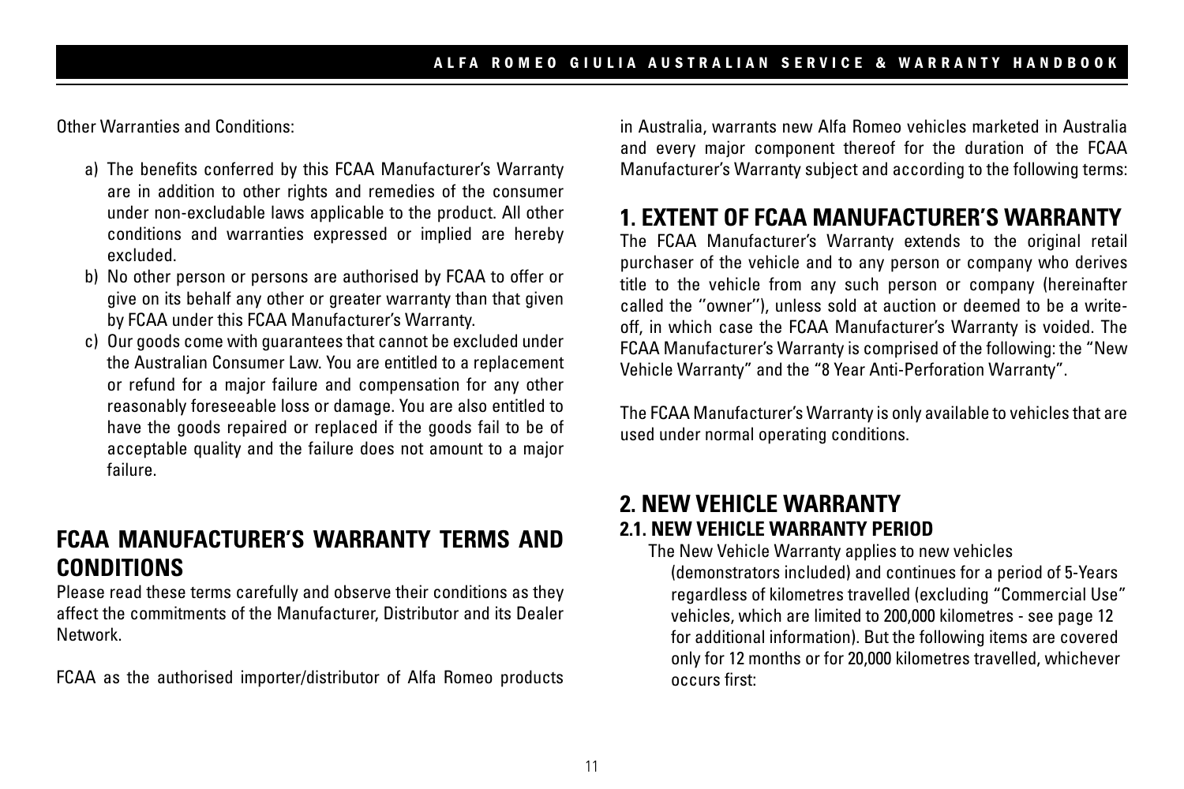Other Warranties and Conditions:

a) The benefits conferred by this FCAA Manufacturer's Warranty are in addition to other rights and remedies of the consumer under non-excludable laws applicable to the product. All other conditions and warranties expressed or implied are hereby excluded.
b) No other person or persons are authorised by FCAA to offer or give on its behalf any other or greater warranty than that given by FCAA under this FCAA Manufacturer's Warranty.
c) Our goods come with guarantees that cannot be excluded under the Australian Consumer Law. You are entitled to a replacement or refund for a major failure and compensation for any other reasonably foreseeable loss or damage. You are also entitled to have the goods repaired or replaced if the goods fail to be of acceptable quality and the failure does not amount to a major failure.

## FCAA MANUFACTURER'S WARRANTY TERMS AND CONDITIONS

Please read these terms carefully and observe their conditions as they affect the commitments of the Manufacturer, Distributor and its Dealer Network.

FCAA as the authorised importer/distributor of Alfa Romeo products in Australia, warrants new Alfa Romeo vehicles marketed in Australia and every major component thereof for the duration of the FCAA Manufacturer's Warranty subject and according to the following terms:

## 1. EXTENT OF FCAA MANUFACTURER'S WARRANTY

The FCAA Manufacturer's Warranty extends to the original retail purchaser of the vehicle and to any person or company who derives title to the vehicle from any such person or company (hereinafter called the ''owner''), unless sold at auction or deemed to be a write-off, in which case the FCAA Manufacturer's Warranty is voided. The FCAA Manufacturer's Warranty is comprised of the following: the "New Vehicle Warranty" and the "8 Year Anti-Perforation Warranty".

The FCAA Manufacturer's Warranty is only available to vehicles that are used under normal operating conditions.

## 2. NEW VEHICLE WARRANTY

### 2.1. NEW VEHICLE WARRANTY PERIOD

The New Vehicle Warranty applies to new vehicles (demonstrators included) and continues for a period of 5-Years regardless of kilometres travelled (excluding "Commercial Use" vehicles, which are limited to 200,000 kilometres - see page 12 for additional information). But the following items are covered only for 12 months or for 20,000 kilometres travelled, whichever occurs first: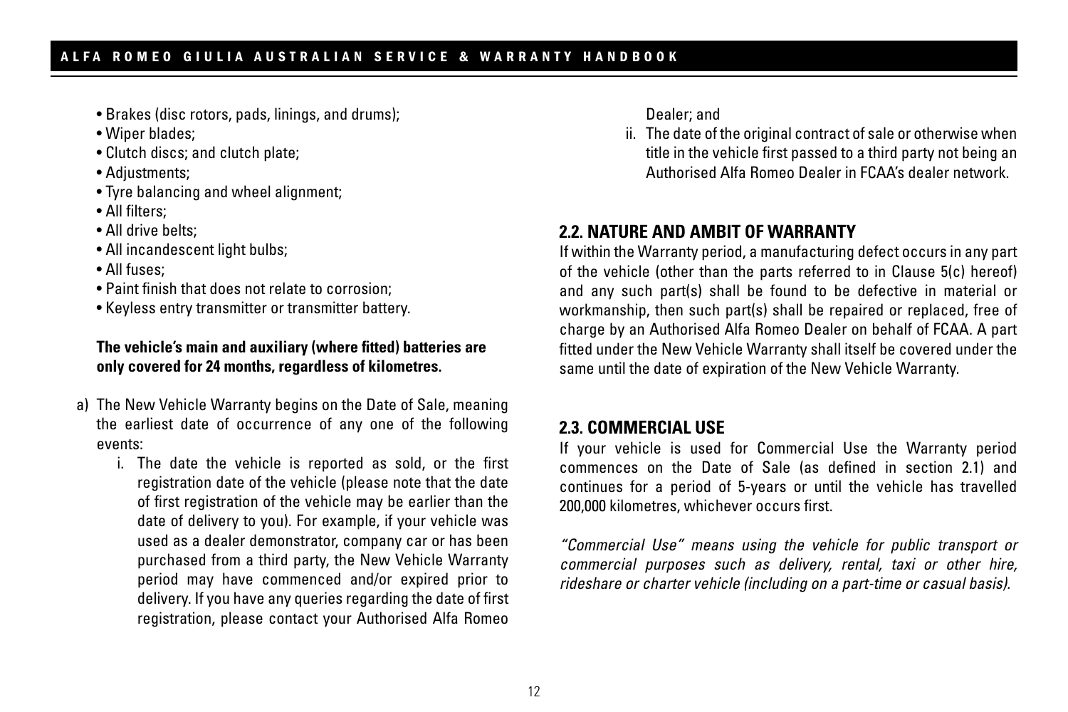- Brakes (disc rotors, pads, linings, and drums);
- Wiper blades;
- Clutch discs; and clutch plate;
- Adjustments;
- Tyre balancing and wheel alignment;
- All filters;
- All drive belts;
- All incandescent light bulbs;
- All fuses;
- Paint finish that does not relate to corrosion;
- Keyless entry transmitter or transmitter battery.

**The vehicle's main and auxiliary (where fitted) batteries are only covered for 24 months, regardless of kilometres.**

a) The New Vehicle Warranty begins on the Date of Sale, meaning the earliest date of occurrence of any one of the following events:

   i. The date the vehicle is reported as sold, or the first registration date of the vehicle (please note that the date of first registration of the vehicle may be earlier than the date of delivery to you). For example, if your vehicle was used as a dealer demonstrator, company car or has been purchased from a third party, the New Vehicle Warranty period may have commenced and/or expired prior to delivery. If you have any queries regarding the date of first registration, please contact your Authorised Alfa Romeo Dealer; and

   ii. The date of the original contract of sale or otherwise when title in the vehicle first passed to a third party not being an Authorised Alfa Romeo Dealer in FCAA's dealer network.

## 2.2. NATURE AND AMBIT OF WARRANTY

If within the Warranty period, a manufacturing defect occurs in any part of the vehicle (other than the parts referred to in Clause 5(c) hereof) and any such part(s) shall be found to be defective in material or workmanship, then such part(s) shall be repaired or replaced, free of charge by an Authorised Alfa Romeo Dealer on behalf of FCAA. A part fitted under the New Vehicle Warranty shall itself be covered under the same until the date of expiration of the New Vehicle Warranty.

## 2.3. COMMERCIAL USE

If your vehicle is used for Commercial Use the Warranty period commences on the Date of Sale (as defined in section 2.1) and continues for a period of 5-years or until the vehicle has travelled 200,000 kilometres, whichever occurs first.

*"Commercial Use" means using the vehicle for public transport or commercial purposes such as delivery, rental, taxi or other hire, rideshare or charter vehicle (including on a part-time or casual basis).*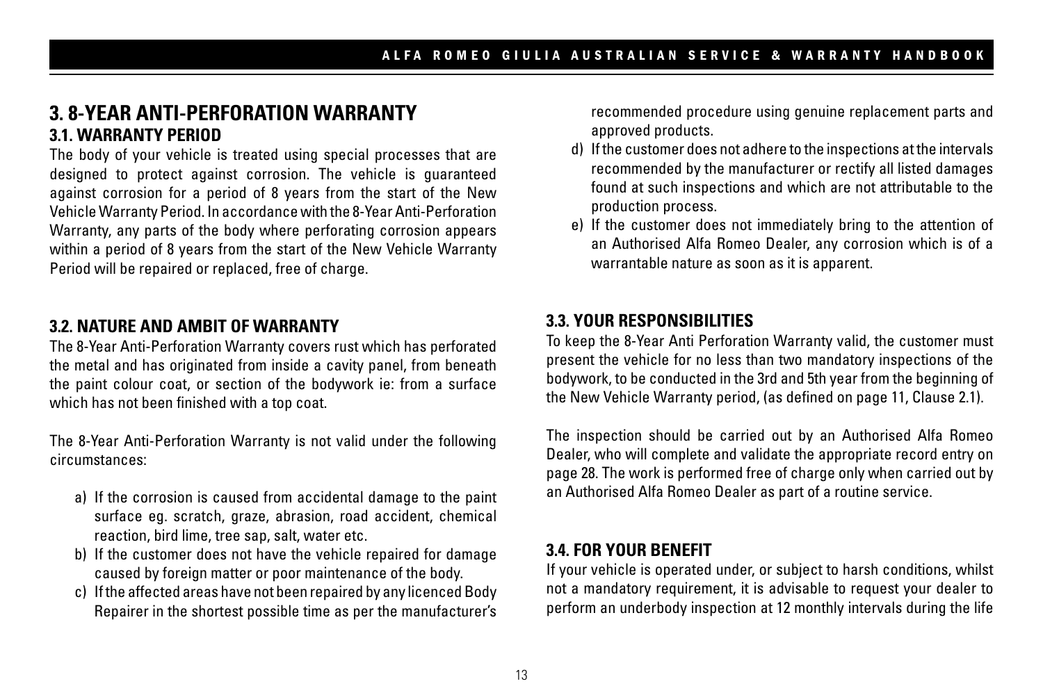# 3. 8-YEAR ANTI-PERFORATION WARRANTY

## 3.1. WARRANTY PERIOD

The body of your vehicle is treated using special processes that are designed to protect against corrosion. The vehicle is guaranteed against corrosion for a period of 8 years from the start of the New Vehicle Warranty Period. In accordance with the 8-Year Anti-Perforation Warranty, any parts of the body where perforating corrosion appears within a period of 8 years from the start of the New Vehicle Warranty Period will be repaired or replaced, free of charge.

## 3.2. NATURE AND AMBIT OF WARRANTY

The 8-Year Anti-Perforation Warranty covers rust which has perforated the metal and has originated from inside a cavity panel, from beneath the paint colour coat, or section of the bodywork ie: from a surface which has not been finished with a top coat.

The 8-Year Anti-Perforation Warranty is not valid under the following circumstances:

a) If the corrosion is caused from accidental damage to the paint surface eg. scratch, graze, abrasion, road accident, chemical reaction, bird lime, tree sap, salt, water etc.
b) If the customer does not have the vehicle repaired for damage caused by foreign matter or poor maintenance of the body.
c) If the affected areas have not been repaired by any licenced Body Repairer in the shortest possible time as per the manufacturer's recommended procedure using genuine replacement parts and approved products.
d) If the customer does not adhere to the inspections at the intervals recommended by the manufacturer or rectify all listed damages found at such inspections and which are not attributable to the production process.
e) If the customer does not immediately bring to the attention of an Authorised Alfa Romeo Dealer, any corrosion which is of a warrantable nature as soon as it is apparent.

## 3.3. YOUR RESPONSIBILITIES

To keep the 8-Year Anti Perforation Warranty valid, the customer must present the vehicle for no less than two mandatory inspections of the bodywork, to be conducted in the 3rd and 5th year from the beginning of the New Vehicle Warranty period, (as defined on page 11, Clause 2.1).

The inspection should be carried out by an Authorised Alfa Romeo Dealer, who will complete and validate the appropriate record entry on page 28. The work is performed free of charge only when carried out by an Authorised Alfa Romeo Dealer as part of a routine service.

## 3.4. FOR YOUR BENEFIT

If your vehicle is operated under, or subject to harsh conditions, whilst not a mandatory requirement, it is advisable to request your dealer to perform an underbody inspection at 12 monthly intervals during the life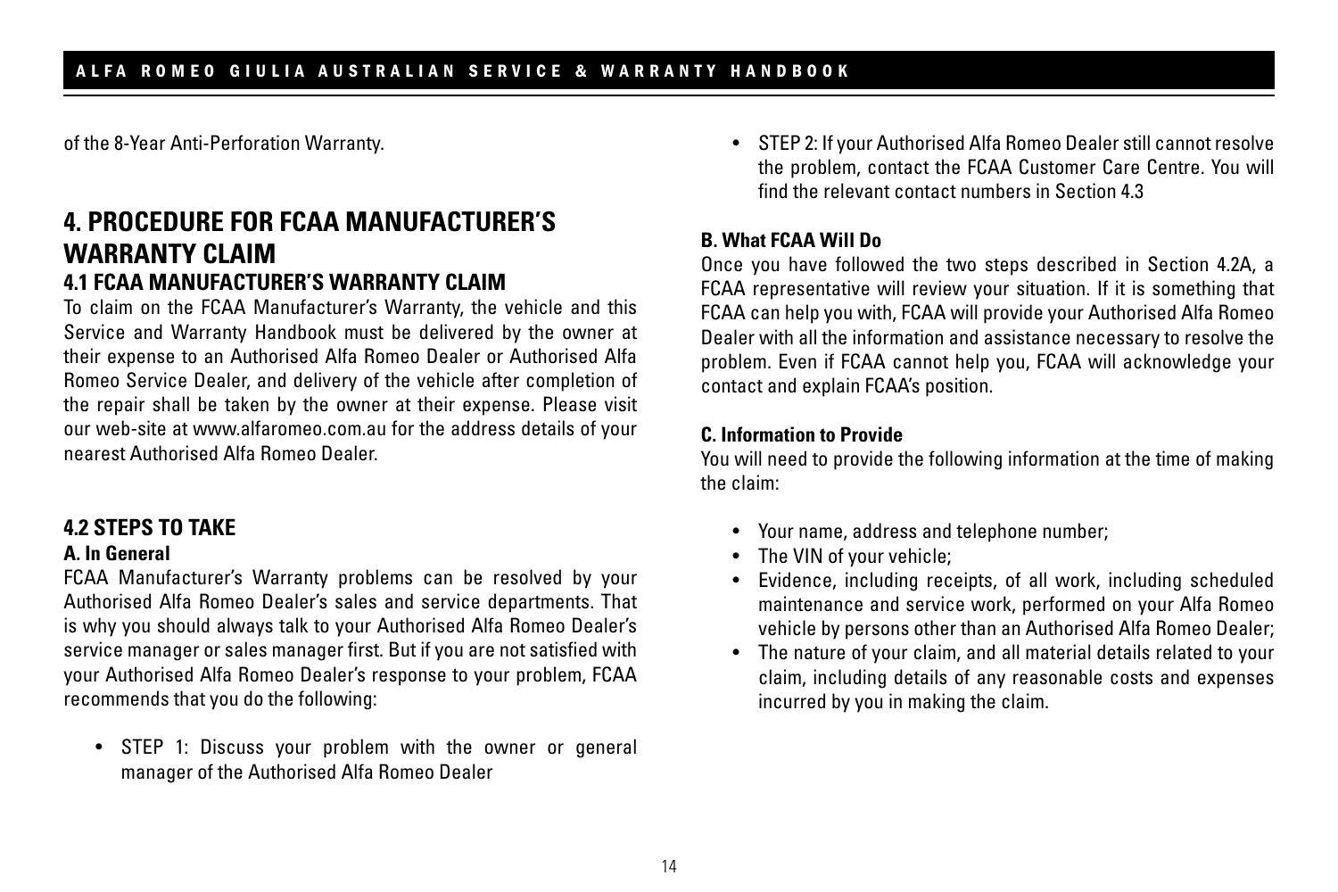of the 8-Year Anti-Perforation Warranty.

## 4. PROCEDURE FOR FCAA MANUFACTURER'S WARRANTY CLAIM

### 4.1 FCAA MANUFACTURER'S WARRANTY CLAIM

To claim on the FCAA Manufacturer's Warranty, the vehicle and this Service and Warranty Handbook must be delivered by the owner at their expense to an Authorised Alfa Romeo Dealer or Authorised Alfa Romeo Service Dealer, and delivery of the vehicle after completion of the repair shall be taken by the owner at their expense. Please visit our web-site at www.alfaromeo.com.au for the address details of your nearest Authorised Alfa Romeo Dealer.

### 4.2 STEPS TO TAKE

**A. In General**

FCAA Manufacturer's Warranty problems can be resolved by your Authorised Alfa Romeo Dealer's sales and service departments. That is why you should always talk to your Authorised Alfa Romeo Dealer's service manager or sales manager first. But if you are not satisfied with your Authorised Alfa Romeo Dealer's response to your problem, FCAA recommends that you do the following:

- STEP 1: Discuss your problem with the owner or general manager of the Authorised Alfa Romeo Dealer
- STEP 2: If your Authorised Alfa Romeo Dealer still cannot resolve the problem, contact the FCAA Customer Care Centre. You will find the relevant contact numbers in Section 4.3

**B. What FCAA Will Do**

Once you have followed the two steps described in Section 4.2A, a FCAA representative will review your situation. If it is something that FCAA can help you with, FCAA will provide your Authorised Alfa Romeo Dealer with all the information and assistance necessary to resolve the problem. Even if FCAA cannot help you, FCAA will acknowledge your contact and explain FCAA's position.

**C. Information to Provide**

You will need to provide the following information at the time of making the claim:

- Your name, address and telephone number;
- The VIN of your vehicle;
- Evidence, including receipts, of all work, including scheduled maintenance and service work, performed on your Alfa Romeo vehicle by persons other than an Authorised Alfa Romeo Dealer;
- The nature of your claim, and all material details related to your claim, including details of any reasonable costs and expenses incurred by you in making the claim.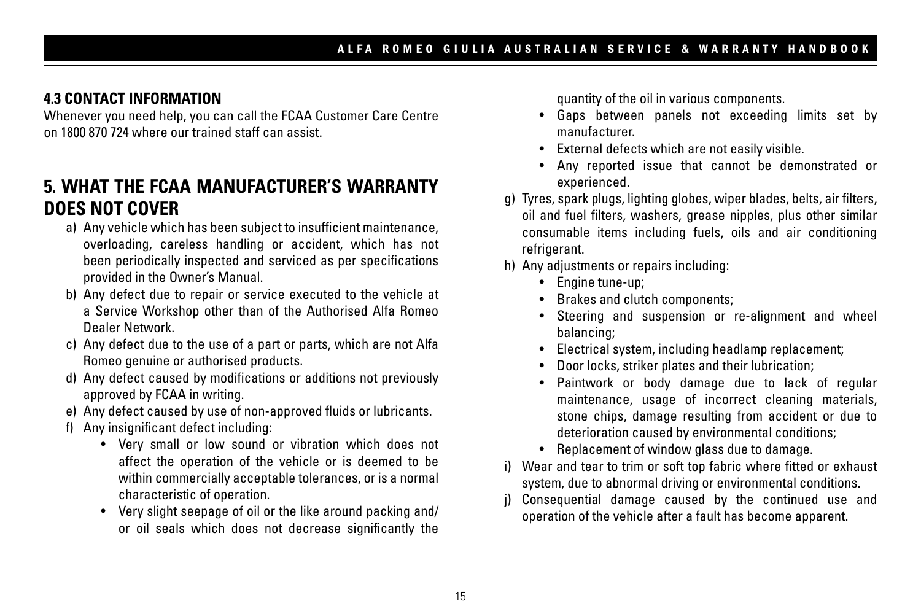### 4.3 CONTACT INFORMATION

Whenever you need help, you can call the FCAA Customer Care Centre on 1800 870 724 where our trained staff can assist.

## 5. WHAT THE FCAA MANUFACTURER'S WARRANTY DOES NOT COVER

a) Any vehicle which has been subject to insufficient maintenance, overloading, careless handling or accident, which has not been periodically inspected and serviced as per specifications provided in the Owner's Manual.

b) Any defect due to repair or service executed to the vehicle at a Service Workshop other than of the Authorised Alfa Romeo Dealer Network.

c) Any defect due to the use of a part or parts, which are not Alfa Romeo genuine or authorised products.

d) Any defect caused by modifications or additions not previously approved by FCAA in writing.

e) Any defect caused by use of non-approved fluids or lubricants.

f) Any insignificant defect including:
- Very small or low sound or vibration which does not affect the operation of the vehicle or is deemed to be within commercially acceptable tolerances, or is a normal characteristic of operation.
- Very slight seepage of oil or the like around packing and/or oil seals which does not decrease significantly the quantity of the oil in various components.
- Gaps between panels not exceeding limits set by manufacturer.
- External defects which are not easily visible.
- Any reported issue that cannot be demonstrated or experienced.

g) Tyres, spark plugs, lighting globes, wiper blades, belts, air filters, oil and fuel filters, washers, grease nipples, plus other similar consumable items including fuels, oils and air conditioning refrigerant.

h) Any adjustments or repairs including:
- Engine tune-up;
- Brakes and clutch components;
- Steering and suspension or re-alignment and wheel balancing;
- Electrical system, including headlamp replacement;
- Door locks, striker plates and their lubrication;
- Paintwork or body damage due to lack of regular maintenance, usage of incorrect cleaning materials, stone chips, damage resulting from accident or due to deterioration caused by environmental conditions;
- Replacement of window glass due to damage.

i) Wear and tear to trim or soft top fabric where fitted or exhaust system, due to abnormal driving or environmental conditions.

j) Consequential damage caused by the continued use and operation of the vehicle after a fault has become apparent.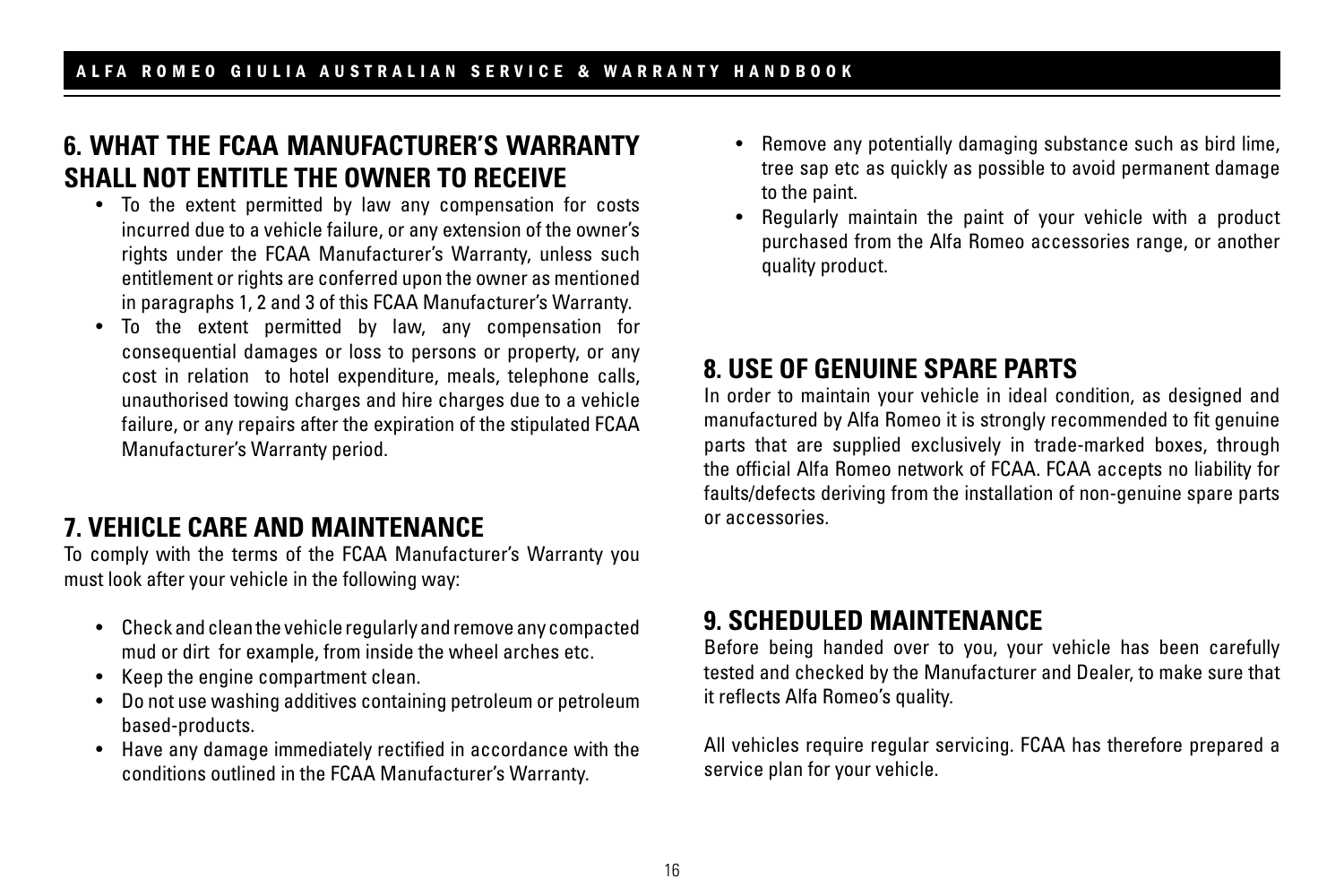## 6. WHAT THE FCAA MANUFACTURER'S WARRANTY SHALL NOT ENTITLE THE OWNER TO RECEIVE

- To the extent permitted by law any compensation for costs incurred due to a vehicle failure, or any extension of the owner's rights under the FCAA Manufacturer's Warranty, unless such entitlement or rights are conferred upon the owner as mentioned in paragraphs 1, 2 and 3 of this FCAA Manufacturer's Warranty.
- To the extent permitted by law, any compensation for consequential damages or loss to persons or property, or any cost in relation to hotel expenditure, meals, telephone calls, unauthorised towing charges and hire charges due to a vehicle failure, or any repairs after the expiration of the stipulated FCAA Manufacturer's Warranty period.

## 7. VEHICLE CARE AND MAINTENANCE

To comply with the terms of the FCAA Manufacturer's Warranty you must look after your vehicle in the following way:

- Check and clean the vehicle regularly and remove any compacted mud or dirt for example, from inside the wheel arches etc.
- Keep the engine compartment clean.
- Do not use washing additives containing petroleum or petroleum based-products.
- Have any damage immediately rectified in accordance with the conditions outlined in the FCAA Manufacturer's Warranty.
- Remove any potentially damaging substance such as bird lime, tree sap etc as quickly as possible to avoid permanent damage to the paint.
- Regularly maintain the paint of your vehicle with a product purchased from the Alfa Romeo accessories range, or another quality product.

## 8. USE OF GENUINE SPARE PARTS

In order to maintain your vehicle in ideal condition, as designed and manufactured by Alfa Romeo it is strongly recommended to fit genuine parts that are supplied exclusively in trade-marked boxes, through the official Alfa Romeo network of FCAA. FCAA accepts no liability for faults/defects deriving from the installation of non-genuine spare parts or accessories.

## 9. SCHEDULED MAINTENANCE

Before being handed over to you, your vehicle has been carefully tested and checked by the Manufacturer and Dealer, to make sure that it reflects Alfa Romeo's quality.

All vehicles require regular servicing. FCAA has therefore prepared a service plan for your vehicle.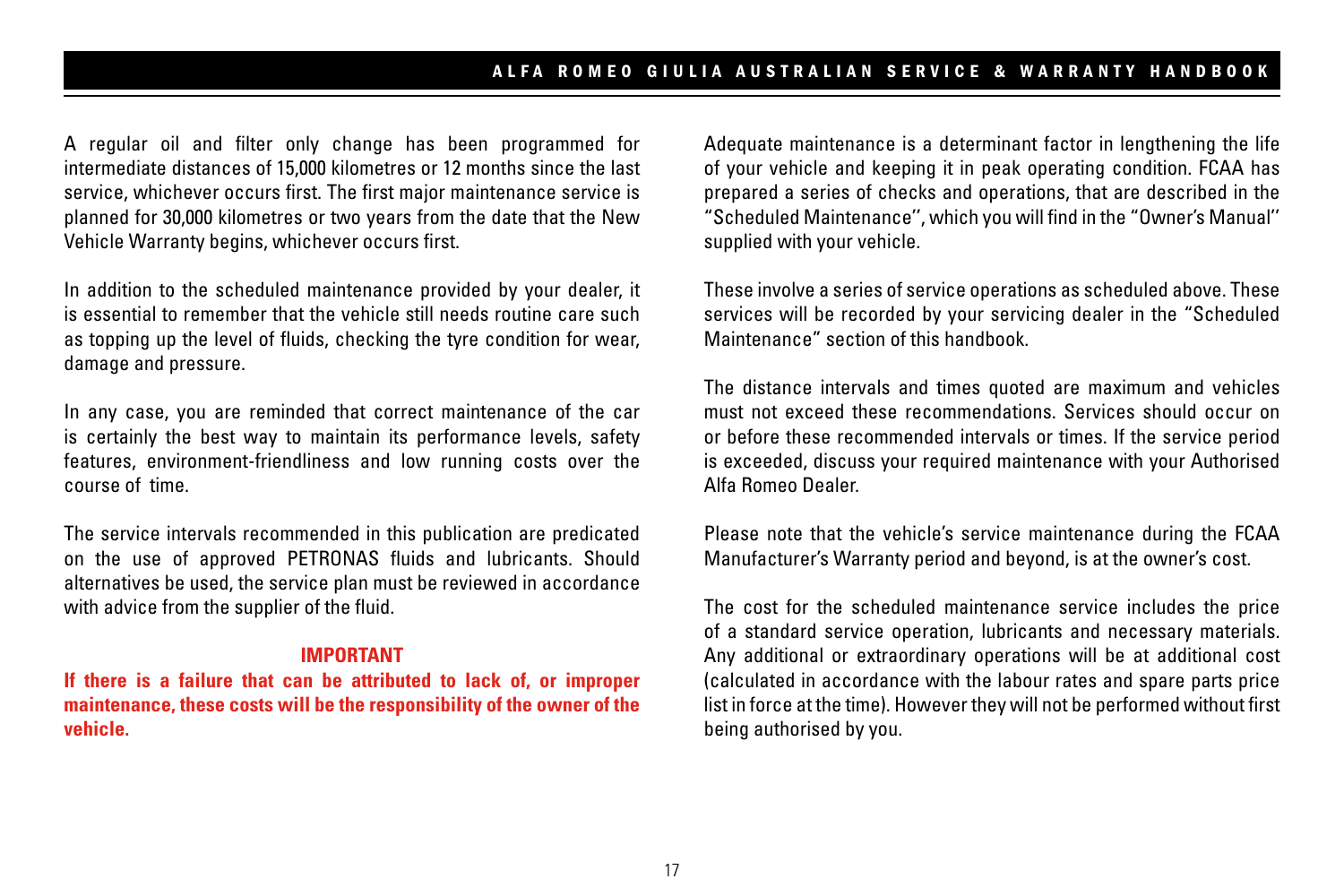A regular oil and filter only change has been programmed for intermediate distances of 15,000 kilometres or 12 months since the last service, whichever occurs first. The first major maintenance service is planned for 30,000 kilometres or two years from the date that the New Vehicle Warranty begins, whichever occurs first.

In addition to the scheduled maintenance provided by your dealer, it is essential to remember that the vehicle still needs routine care such as topping up the level of fluids, checking the tyre condition for wear, damage and pressure.

In any case, you are reminded that correct maintenance of the car is certainly the best way to maintain its performance levels, safety features, environment-friendliness and low running costs over the course of time.

The service intervals recommended in this publication are predicated on the use of approved PETRONAS fluids and lubricants. Should alternatives be used, the service plan must be reviewed in accordance with advice from the supplier of the fluid.

**IMPORTANT**

**If there is a failure that can be attributed to lack of, or improper maintenance, these costs will be the responsibility of the owner of the vehicle.**

Adequate maintenance is a determinant factor in lengthening the life of your vehicle and keeping it in peak operating condition. FCAA has prepared a series of checks and operations, that are described in the "Scheduled Maintenance", which you will find in the "Owner's Manual" supplied with your vehicle.

These involve a series of service operations as scheduled above. These services will be recorded by your servicing dealer in the "Scheduled Maintenance" section of this handbook.

The distance intervals and times quoted are maximum and vehicles must not exceed these recommendations. Services should occur on or before these recommended intervals or times. If the service period is exceeded, discuss your required maintenance with your Authorised Alfa Romeo Dealer.

Please note that the vehicle's service maintenance during the FCAA Manufacturer's Warranty period and beyond, is at the owner's cost.

The cost for the scheduled maintenance service includes the price of a standard service operation, lubricants and necessary materials. Any additional or extraordinary operations will be at additional cost (calculated in accordance with the labour rates and spare parts price list in force at the time). However they will not be performed without first being authorised by you.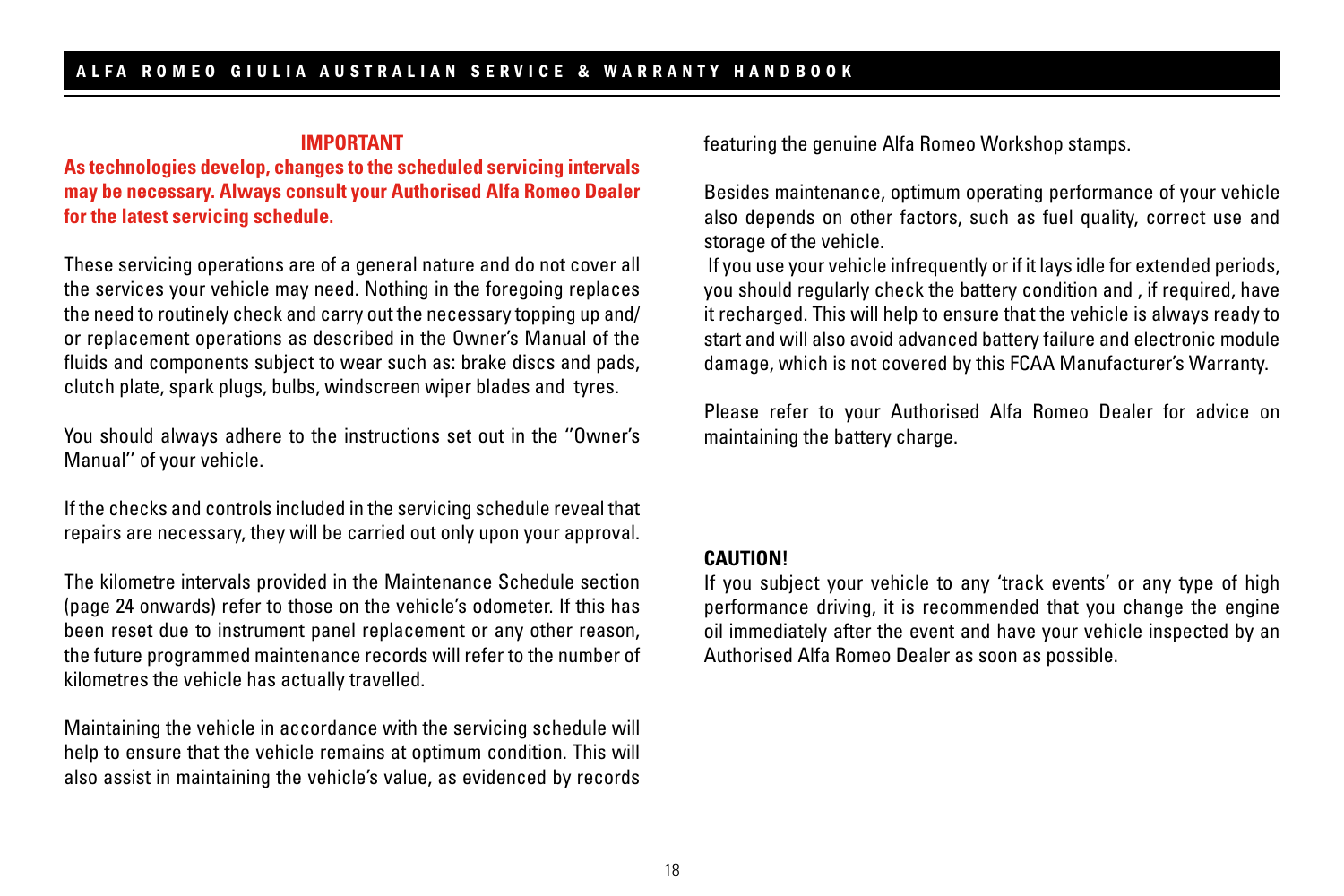**IMPORTANT**

**As technologies develop, changes to the scheduled servicing intervals may be necessary. Always consult your Authorised Alfa Romeo Dealer for the latest servicing schedule.**

These servicing operations are of a general nature and do not cover all the services your vehicle may need. Nothing in the foregoing replaces the need to routinely check and carry out the necessary topping up and/or replacement operations as described in the Owner's Manual of the fluids and components subject to wear such as: brake discs and pads, clutch plate, spark plugs, bulbs, windscreen wiper blades and tyres.

You should always adhere to the instructions set out in the ''Owner's Manual'' of your vehicle.

If the checks and controls included in the servicing schedule reveal that repairs are necessary, they will be carried out only upon your approval.

The kilometre intervals provided in the Maintenance Schedule section (page 24 onwards) refer to those on the vehicle's odometer. If this has been reset due to instrument panel replacement or any other reason, the future programmed maintenance records will refer to the number of kilometres the vehicle has actually travelled.

Maintaining the vehicle in accordance with the servicing schedule will help to ensure that the vehicle remains at optimum condition. This will also assist in maintaining the vehicle's value, as evidenced by records featuring the genuine Alfa Romeo Workshop stamps.

Besides maintenance, optimum operating performance of your vehicle also depends on other factors, such as fuel quality, correct use and storage of the vehicle.

If you use your vehicle infrequently or if it lays idle for extended periods, you should regularly check the battery condition and , if required, have it recharged. This will help to ensure that the vehicle is always ready to start and will also avoid advanced battery failure and electronic module damage, which is not covered by this FCAA Manufacturer's Warranty.

Please refer to your Authorised Alfa Romeo Dealer for advice on maintaining the battery charge.

**CAUTION!**

If you subject your vehicle to any 'track events' or any type of high performance driving, it is recommended that you change the engine oil immediately after the event and have your vehicle inspected by an Authorised Alfa Romeo Dealer as soon as possible.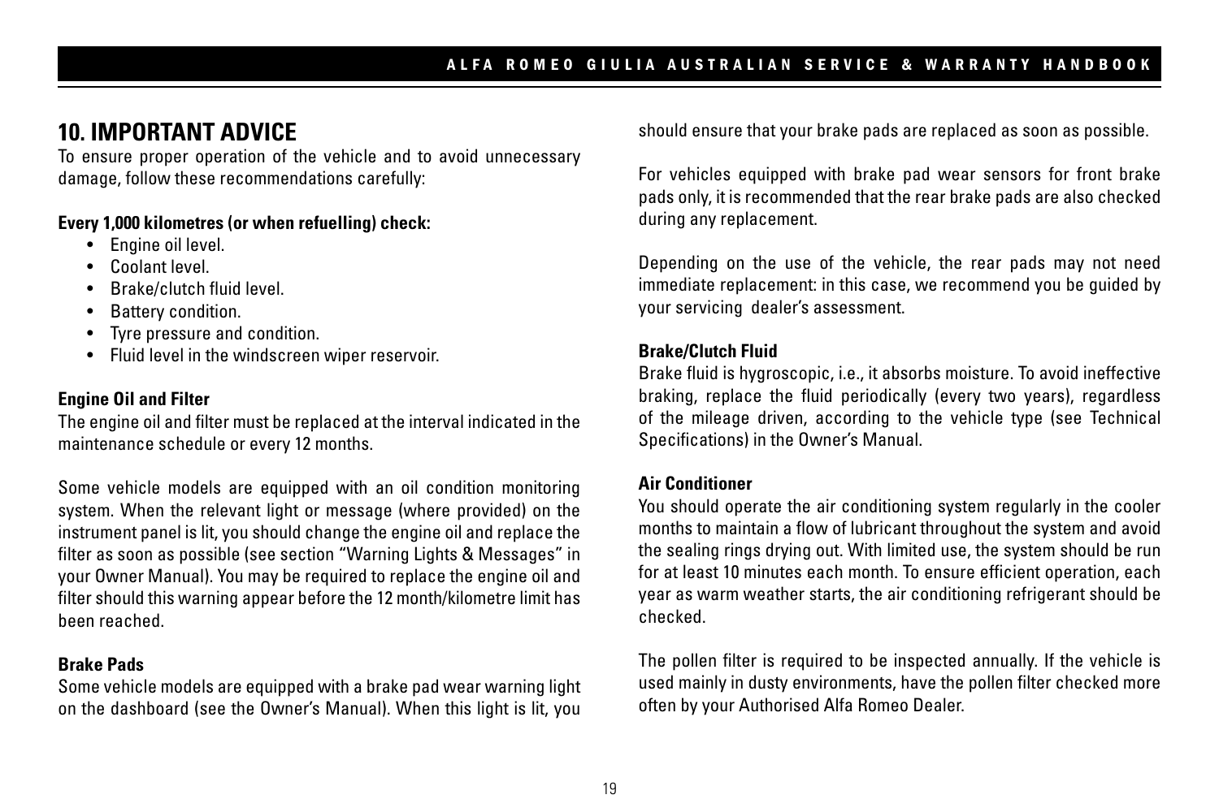## 10. IMPORTANT ADVICE

To ensure proper operation of the vehicle and to avoid unnecessary damage, follow these recommendations carefully:

**Every 1,000 kilometres (or when refuelling) check:**

- Engine oil level.
- Coolant level.
- Brake/clutch fluid level.
- Battery condition.
- Tyre pressure and condition.
- Fluid level in the windscreen wiper reservoir.

**Engine Oil and Filter**

The engine oil and filter must be replaced at the interval indicated in the maintenance schedule or every 12 months.

Some vehicle models are equipped with an oil condition monitoring system. When the relevant light or message (where provided) on the instrument panel is lit, you should change the engine oil and replace the filter as soon as possible (see section "Warning Lights & Messages" in your Owner Manual). You may be required to replace the engine oil and filter should this warning appear before the 12 month/kilometre limit has been reached.

**Brake Pads**

Some vehicle models are equipped with a brake pad wear warning light on the dashboard (see the Owner's Manual). When this light is lit, you should ensure that your brake pads are replaced as soon as possible.

For vehicles equipped with brake pad wear sensors for front brake pads only, it is recommended that the rear brake pads are also checked during any replacement.

Depending on the use of the vehicle, the rear pads may not need immediate replacement: in this case, we recommend you be guided by your servicing dealer's assessment.

**Brake/Clutch Fluid**

Brake fluid is hygroscopic, i.e., it absorbs moisture. To avoid ineffective braking, replace the fluid periodically (every two years), regardless of the mileage driven, according to the vehicle type (see Technical Specifications) in the Owner's Manual.

**Air Conditioner**

You should operate the air conditioning system regularly in the cooler months to maintain a flow of lubricant throughout the system and avoid the sealing rings drying out. With limited use, the system should be run for at least 10 minutes each month. To ensure efficient operation, each year as warm weather starts, the air conditioning refrigerant should be checked.

The pollen filter is required to be inspected annually. If the vehicle is used mainly in dusty environments, have the pollen filter checked more often by your Authorised Alfa Romeo Dealer.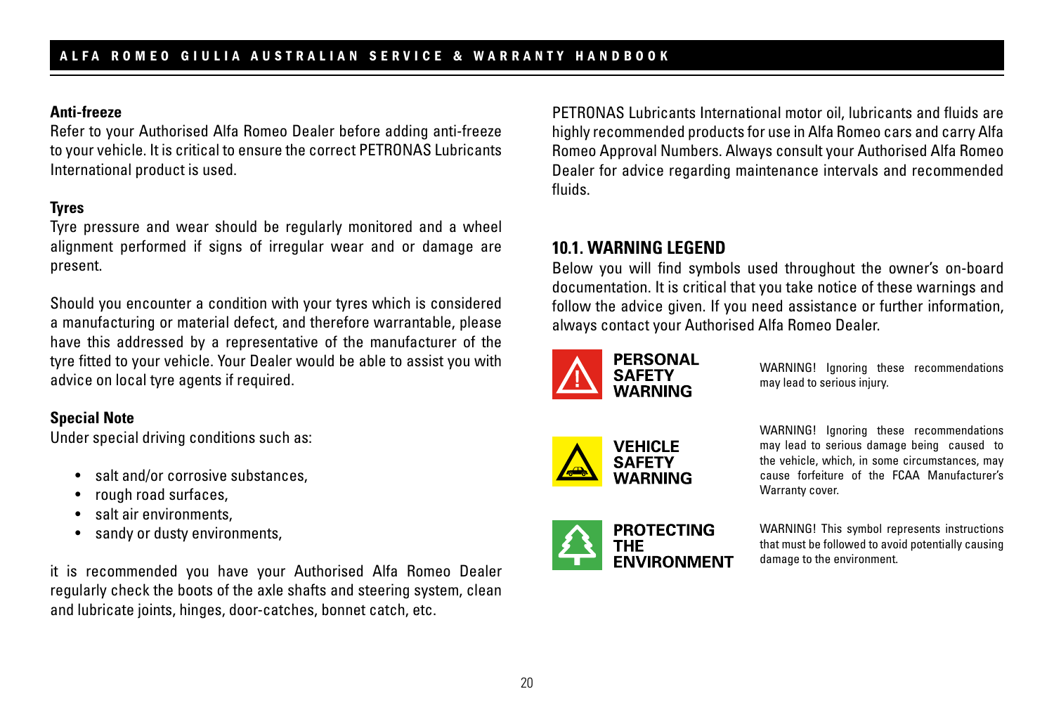**Anti-freeze**

Refer to your Authorised Alfa Romeo Dealer before adding anti-freeze to your vehicle. It is critical to ensure the correct PETRONAS Lubricants International product is used.

**Tyres**

Tyre pressure and wear should be regularly monitored and a wheel alignment performed if signs of irregular wear and or damage are present.

Should you encounter a condition with your tyres which is considered a manufacturing or material defect, and therefore warrantable, please have this addressed by a representative of the manufacturer of the tyre fitted to your vehicle. Your Dealer would be able to assist you with advice on local tyre agents if required.

**Special Note**

Under special driving conditions such as:

- salt and/or corrosive substances,
- rough road surfaces,
- salt air environments,
- sandy or dusty environments,

it is recommended you have your Authorised Alfa Romeo Dealer regularly check the boots of the axle shafts and steering system, clean and lubricate joints, hinges, door-catches, bonnet catch, etc.

PETRONAS Lubricants International motor oil, lubricants and fluids are highly recommended products for use in Alfa Romeo cars and carry Alfa Romeo Approval Numbers. Always consult your Authorised Alfa Romeo Dealer for advice regarding maintenance intervals and recommended fluids.

## 10.1. WARNING LEGEND

Below you will find symbols used throughout the owner's on-board documentation. It is critical that you take notice of these warnings and follow the advice given. If you need assistance or further information, always contact your Authorised Alfa Romeo Dealer.

**PERSONAL SAFETY WARNING**

WARNING! Ignoring these recommendations may lead to serious injury.

**VEHICLE SAFETY WARNING**

WARNING! Ignoring these recommendations may lead to serious damage being caused to the vehicle, which, in some circumstances, may cause forfeiture of the FCAA Manufacturer's Warranty cover.

**PROTECTING THE ENVIRONMENT**

WARNING! This symbol represents instructions that must be followed to avoid potentially causing damage to the environment.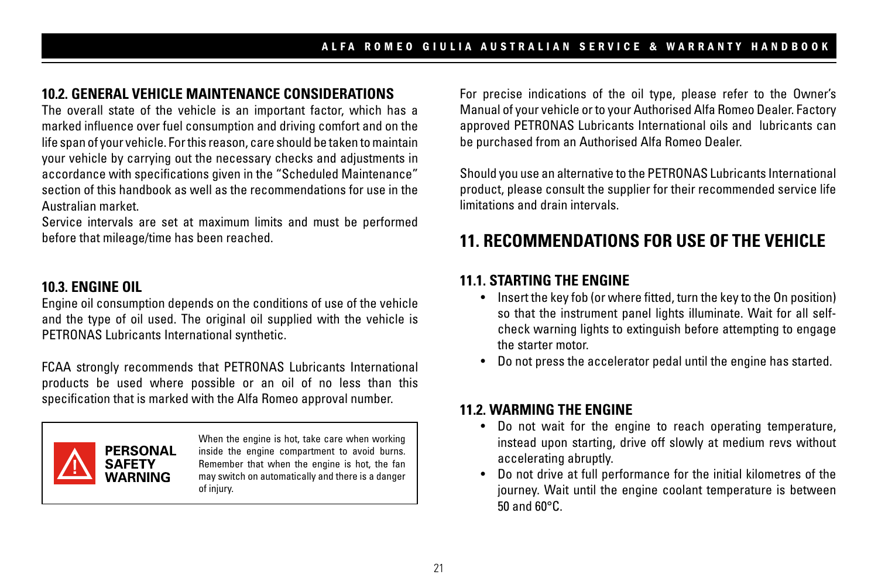## 10.2. GENERAL VEHICLE MAINTENANCE CONSIDERATIONS

The overall state of the vehicle is an important factor, which has a marked influence over fuel consumption and driving comfort and on the life span of your vehicle. For this reason, care should be taken to maintain your vehicle by carrying out the necessary checks and adjustments in accordance with specifications given in the "Scheduled Maintenance" section of this handbook as well as the recommendations for use in the Australian market.

Service intervals are set at maximum limits and must be performed before that mileage/time has been reached.

## 10.3. ENGINE OIL

Engine oil consumption depends on the conditions of use of the vehicle and the type of oil used. The original oil supplied with the vehicle is PETRONAS Lubricants International synthetic.

FCAA strongly recommends that PETRONAS Lubricants International products be used where possible or an oil of no less than this specification that is marked with the Alfa Romeo approval number.

> **PERSONAL SAFETY WARNING**
>
> When the engine is hot, take care when working inside the engine compartment to avoid burns. Remember that when the engine is hot, the fan may switch on automatically and there is a danger of injury.

For precise indications of the oil type, please refer to the Owner's Manual of your vehicle or to your Authorised Alfa Romeo Dealer. Factory approved PETRONAS Lubricants International oils and lubricants can be purchased from an Authorised Alfa Romeo Dealer.

Should you use an alternative to the PETRONAS Lubricants International product, please consult the supplier for their recommended service life limitations and drain intervals.

# 11. RECOMMENDATIONS FOR USE OF THE VEHICLE

## 11.1. STARTING THE ENGINE

- Insert the key fob (or where fitted, turn the key to the On position) so that the instrument panel lights illuminate. Wait for all self-check warning lights to extinguish before attempting to engage the starter motor.
- Do not press the accelerator pedal until the engine has started.

## 11.2. WARMING THE ENGINE

- Do not wait for the engine to reach operating temperature, instead upon starting, drive off slowly at medium revs without accelerating abruptly.
- Do not drive at full performance for the initial kilometres of the journey. Wait until the engine coolant temperature is between 50 and 60°C.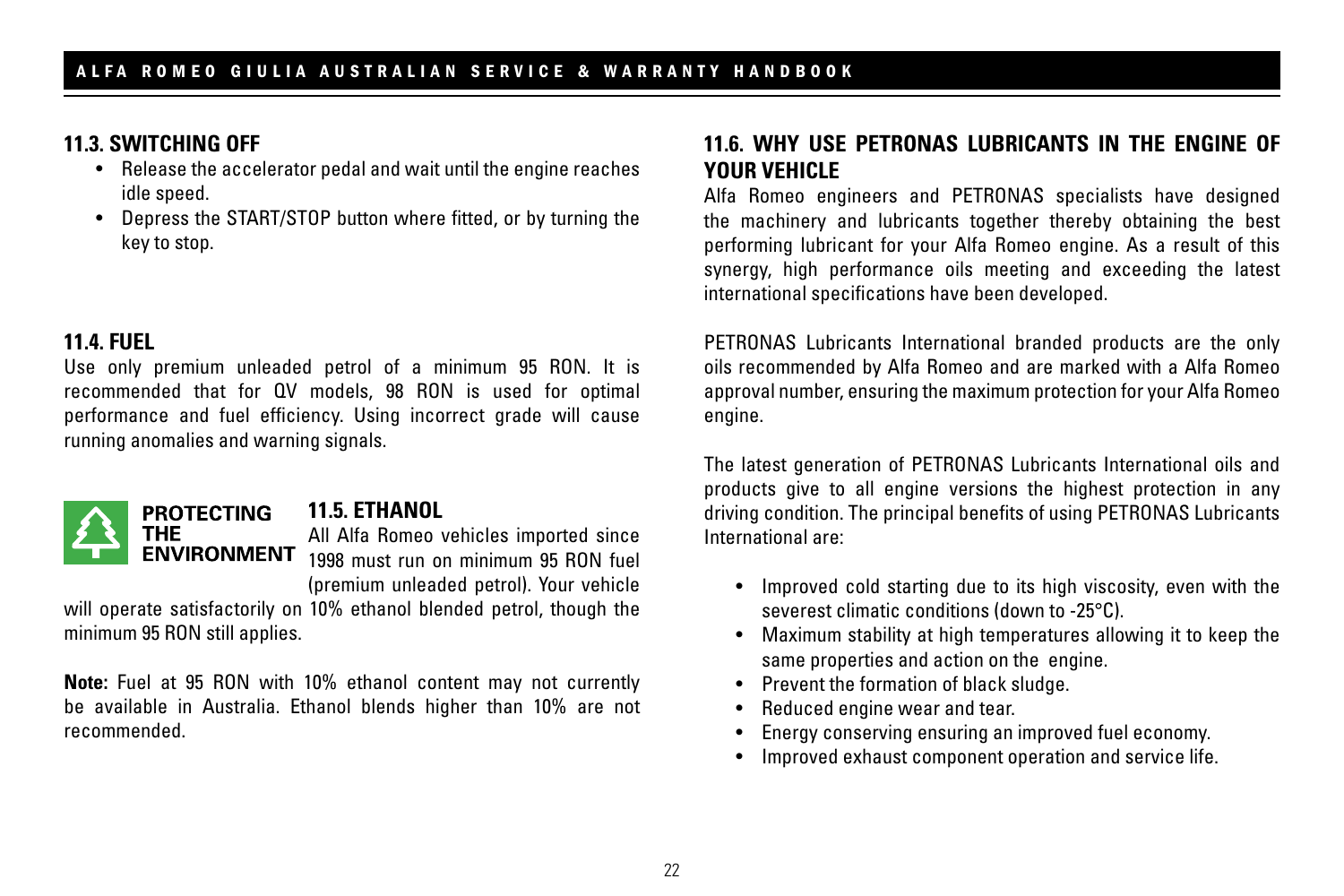## 11.3. SWITCHING OFF

- Release the accelerator pedal and wait until the engine reaches idle speed.
- Depress the START/STOP button where fitted, or by turning the key to stop.

## 11.4. FUEL

Use only premium unleaded petrol of a minimum 95 RON. It is recommended that for QV models, 98 RON is used for optimal performance and fuel efficiency. Using incorrect grade will cause running anomalies and warning signals.

**PROTECTING THE ENVIRONMENT**

## 11.5. ETHANOL

All Alfa Romeo vehicles imported since 1998 must run on minimum 95 RON fuel (premium unleaded petrol). Your vehicle will operate satisfactorily on 10% ethanol blended petrol, though the minimum 95 RON still applies.

**Note:** Fuel at 95 RON with 10% ethanol content may not currently be available in Australia. Ethanol blends higher than 10% are not recommended.

## 11.6. WHY USE PETRONAS LUBRICANTS IN THE ENGINE OF YOUR VEHICLE

Alfa Romeo engineers and PETRONAS specialists have designed the machinery and lubricants together thereby obtaining the best performing lubricant for your Alfa Romeo engine. As a result of this synergy, high performance oils meeting and exceeding the latest international specifications have been developed.

PETRONAS Lubricants International branded products are the only oils recommended by Alfa Romeo and are marked with a Alfa Romeo approval number, ensuring the maximum protection for your Alfa Romeo engine.

The latest generation of PETRONAS Lubricants International oils and products give to all engine versions the highest protection in any driving condition. The principal benefits of using PETRONAS Lubricants International are:

- Improved cold starting due to its high viscosity, even with the severest climatic conditions (down to -25°C).
- Maximum stability at high temperatures allowing it to keep the same properties and action on the engine.
- Prevent the formation of black sludge.
- Reduced engine wear and tear.
- Energy conserving ensuring an improved fuel economy.
- Improved exhaust component operation and service life.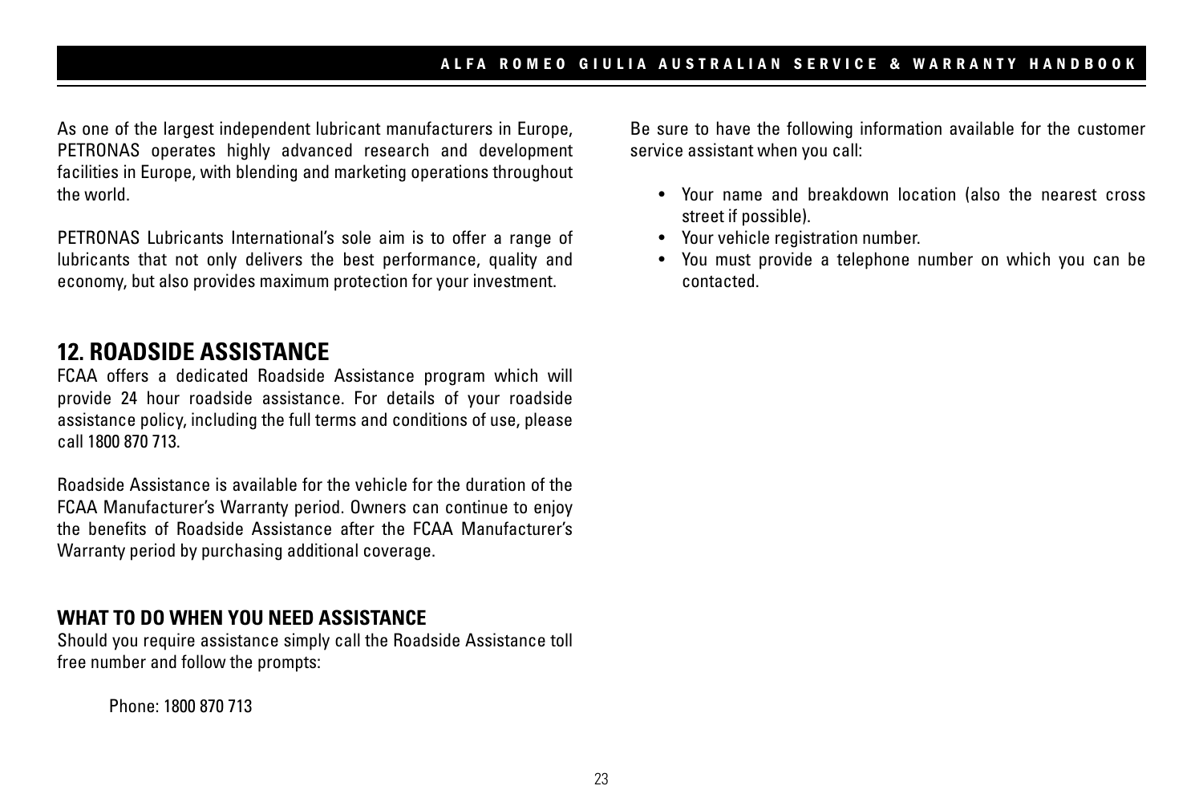As one of the largest independent lubricant manufacturers in Europe, PETRONAS operates highly advanced research and development facilities in Europe, with blending and marketing operations throughout the world.

PETRONAS Lubricants International's sole aim is to offer a range of lubricants that not only delivers the best performance, quality and economy, but also provides maximum protection for your investment.

## 12. ROADSIDE ASSISTANCE

FCAA offers a dedicated Roadside Assistance program which will provide 24 hour roadside assistance. For details of your roadside assistance policy, including the full terms and conditions of use, please call 1800 870 713.

Roadside Assistance is available for the vehicle for the duration of the FCAA Manufacturer's Warranty period. Owners can continue to enjoy the benefits of Roadside Assistance after the FCAA Manufacturer's Warranty period by purchasing additional coverage.

### WHAT TO DO WHEN YOU NEED ASSISTANCE

Should you require assistance simply call the Roadside Assistance toll free number and follow the prompts:

Phone: 1800 870 713

Be sure to have the following information available for the customer service assistant when you call:

- Your name and breakdown location (also the nearest cross street if possible).
- Your vehicle registration number.
- You must provide a telephone number on which you can be contacted.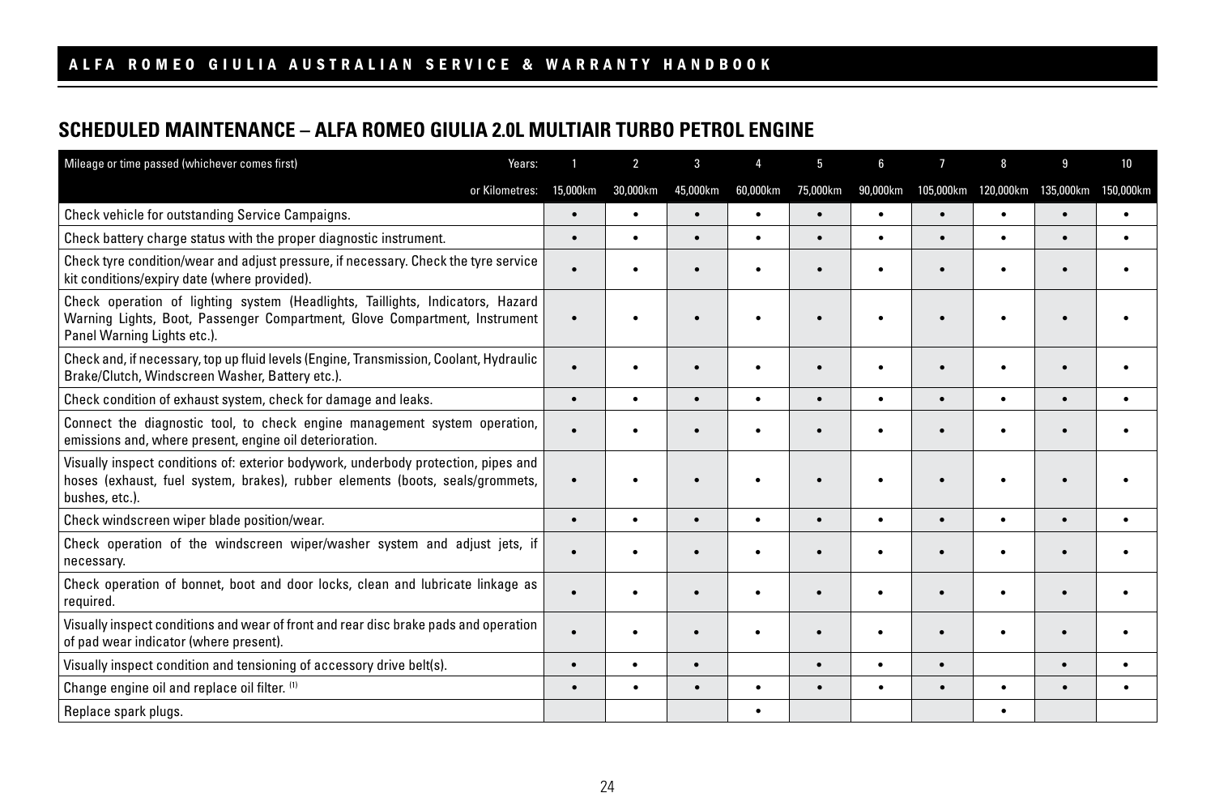## SCHEDULED MAINTENANCE – ALFA ROMEO GIULIA 2.0L MULTIAIR TURBO PETROL ENGINE

| Mileage or time passed (whichever comes first) Years: | 1 | 2 | 3 | 4 | 5 | 6 | 7 | 8 | 9 | 10 |
|---|---|---|---|---|---|---|---|---|---|---|
| or Kilometres: | 15,000km | 30,000km | 45,000km | 60,000km | 75,000km | 90,000km | 105,000km | 120,000km | 135,000km | 150,000km |
| Check vehicle for outstanding Service Campaigns. | • | • | • | • | • | • | • | • | • | • |
| Check battery charge status with the proper diagnostic instrument. | • | • | • | • | • | • | • | • | • | • |
| Check tyre condition/wear and adjust pressure, if necessary. Check the tyre service kit conditions/expiry date (where provided). | • | • | • | • | • | • | • | • | • | • |
| Check operation of lighting system (Headlights, Taillights, Indicators, Hazard Warning Lights, Boot, Passenger Compartment, Glove Compartment, Instrument Panel Warning Lights etc.). | • | • | • | • | • | • | • | • | • | • |
| Check and, if necessary, top up fluid levels (Engine, Transmission, Coolant, Hydraulic Brake/Clutch, Windscreen Washer, Battery etc.). | • | • | • | • | • | • | • | • | • | • |
| Check condition of exhaust system, check for damage and leaks. | • | • | • | • | • | • | • | • | • | • |
| Connect the diagnostic tool, to check engine management system operation, emissions and, where present, engine oil deterioration. | • | • | • | • | • | • | • | • | • | • |
| Visually inspect conditions of: exterior bodywork, underbody protection, pipes and hoses (exhaust, fuel system, brakes), rubber elements (boots, seals/grommets, bushes, etc.). | • | • | • | • | • | • | • | • | • | • |
| Check windscreen wiper blade position/wear. | • | • | • | • | • | • | • | • | • | • |
| Check operation of the windscreen wiper/washer system and adjust jets, if necessary. | • | • | • | • | • | • | • | • | • | • |
| Check operation of bonnet, boot and door locks, clean and lubricate linkage as required. | • | • | • | • | • | • | • | • | • | • |
| Visually inspect conditions and wear of front and rear disc brake pads and operation of pad wear indicator (where present). | • | • | • | • | • | • | • | • | • | • |
| Visually inspect condition and tensioning of accessory drive belt(s). | • | • | • | | • | • | • | | • | • |
| Change engine oil and replace oil filter. (1) | • | • | • | • | • | • | • | • | • | • |
| Replace spark plugs. | | | | • | | | | • | | |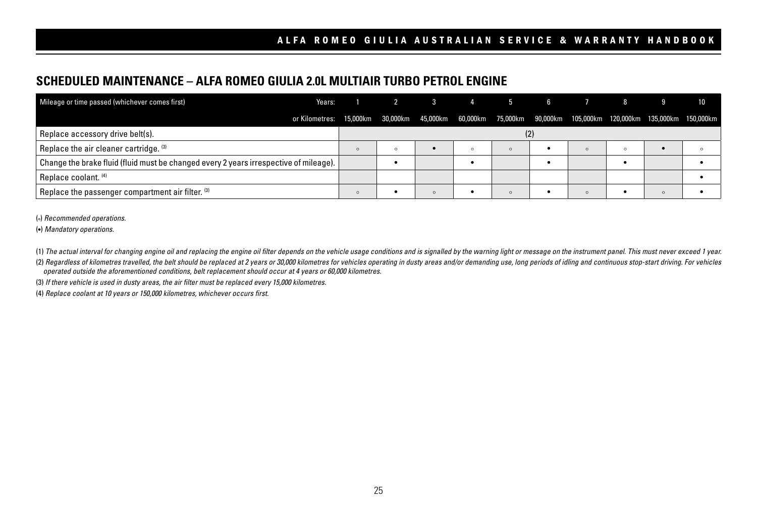## SCHEDULED MAINTENANCE – ALFA ROMEO GIULIA 2.0L MULTIAIR TURBO PETROL ENGINE

| Mileage or time passed (whichever comes first) Years: | 1 | 2 | 3 | 4 | 5 | 6 | 7 | 8 | 9 | 10 |
|---|---|---|---|---|---|---|---|---|---|---|
| or Kilometres: | 15,000km | 30,000km | 45,000km | 60,000km | 75,000km | 90,000km | 105,000km | 120,000km | 135,000km | 150,000km |
| Replace accessory drive belt(s). | (2) | | | | | | | | | |
| Replace the air cleaner cartridge. [(3)] | ◦ | ◦ | • | ◦ | ◦ | • | ◦ | ◦ | • | ◦ |
| Change the brake fluid (fluid must be changed every 2 years irrespective of mileage). | | • | | • | | • | | • | | • |
| Replace coolant. [(4)] | | | | | | | | | | • |
| Replace the passenger compartment air filter. [(3)] | ◦ | • | ◦ | • | ◦ | • | ◦ | • | ◦ | • |

(◦) *Recommended operations.*

(•) *Mandatory operations.*

(1) *The actual interval for changing engine oil and replacing the engine oil filter depends on the vehicle usage conditions and is signalled by the warning light or message on the instrument panel. This must never exceed 1 year.*

(2) *Regardless of kilometres travelled, the belt should be replaced at 2 years or 30,000 kilometres for vehicles operating in dusty areas and/or demanding use, long periods of idling and continuous stop-start driving. For vehicles operated outside the aforementioned conditions, belt replacement should occur at 4 years or 60,000 kilometres.*

(3) *If there vehicle is used in dusty areas, the air filter must be replaced every 15,000 kilometres.*

(4) *Replace coolant at 10 years or 150,000 kilometres, whichever occurs first.*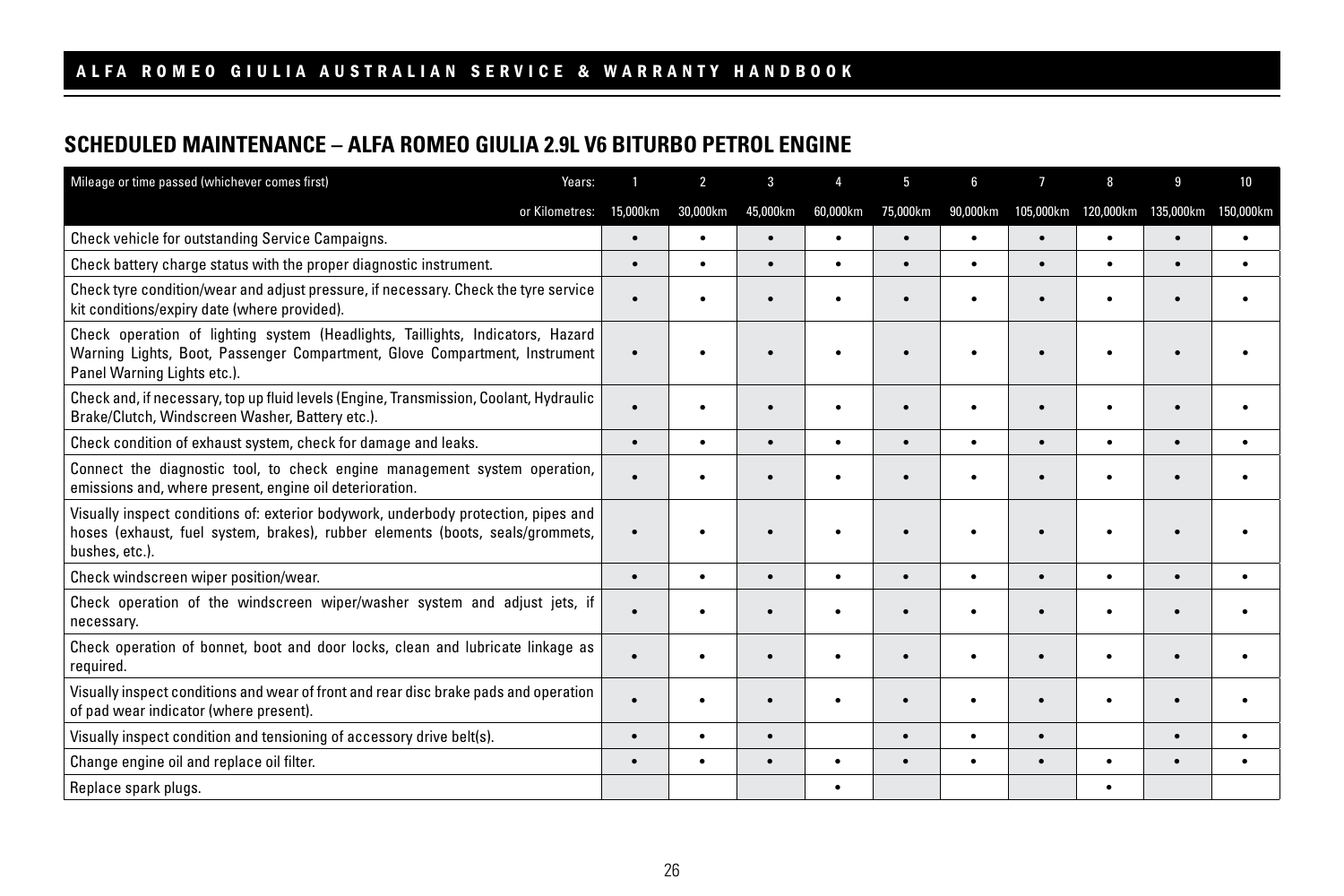## SCHEDULED MAINTENANCE – ALFA ROMEO GIULIA 2.9L V6 BITURBO PETROL ENGINE

| Mileage or time passed (whichever comes first) Years: | 1 | 2 | 3 | 4 | 5 | 6 | 7 | 8 | 9 | 10 |
|---|---|---|---|---|---|---|---|---|---|---|
| or Kilometres: | 15,000km | 30,000km | 45,000km | 60,000km | 75,000km | 90,000km | 105,000km | 120,000km | 135,000km | 150,000km |
| Check vehicle for outstanding Service Campaigns. | • | • | • | • | • | • | • | • | • | • |
| Check battery charge status with the proper diagnostic instrument. | • | • | • | • | • | • | • | • | • | • |
| Check tyre condition/wear and adjust pressure, if necessary. Check the tyre service kit conditions/expiry date (where provided). | • | • | • | • | • | • | • | • | • | • |
| Check operation of lighting system (Headlights, Taillights, Indicators, Hazard Warning Lights, Boot, Passenger Compartment, Glove Compartment, Instrument Panel Warning Lights etc.). | • | • | • | • | • | • | • | • | • | • |
| Check and, if necessary, top up fluid levels (Engine, Transmission, Coolant, Hydraulic Brake/Clutch, Windscreen Washer, Battery etc.). | • | • | • | • | • | • | • | • | • | • |
| Check condition of exhaust system, check for damage and leaks. | • | • | • | • | • | • | • | • | • | • |
| Connect the diagnostic tool, to check engine management system operation, emissions and, where present, engine oil deterioration. | • | • | • | • | • | • | • | • | • | • |
| Visually inspect conditions of: exterior bodywork, underbody protection, pipes and hoses (exhaust, fuel system, brakes), rubber elements (boots, seals/grommets, bushes, etc.). | • | • | • | • | • | • | • | • | • | • |
| Check windscreen wiper position/wear. | • | • | • | • | • | • | • | • | • | • |
| Check operation of the windscreen wiper/washer system and adjust jets, if necessary. | • | • | • | • | • | • | • | • | • | • |
| Check operation of bonnet, boot and door locks, clean and lubricate linkage as required. | • | • | • | • | • | • | • | • | • | • |
| Visually inspect conditions and wear of front and rear disc brake pads and operation of pad wear indicator (where present). | • | • | • | • | • | • | • | • | • | • |
| Visually inspect condition and tensioning of accessory drive belt(s). | • | • | • | | • | • | • | | • | • |
| Change engine oil and replace oil filter. | • | • | • | • | • | • | • | • | • | • |
| Replace spark plugs. | | | | • | | | | • | | |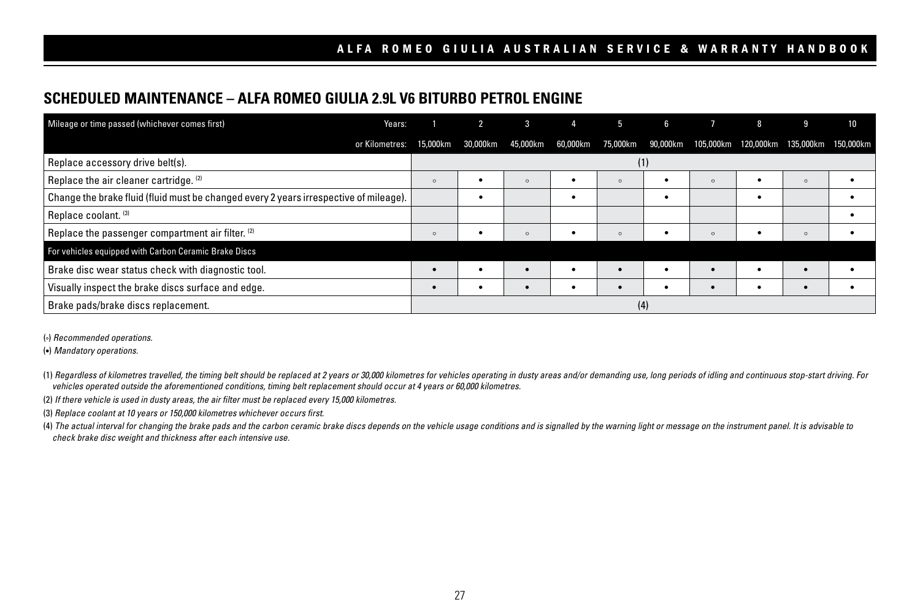## SCHEDULED MAINTENANCE – ALFA ROMEO GIULIA 2.9L V6 BITURBO PETROL ENGINE

| Mileage or time passed (whichever comes first) Years: | 1 | 2 | 3 | 4 | 5 | 6 | 7 | 8 | 9 | 10 |
|---|---|---|---|---|---|---|---|---|---|---|
| or Kilometres: | 15,000km | 30,000km | 45,000km | 60,000km | 75,000km | 90,000km | 105,000km | 120,000km | 135,000km | 150,000km |
| Replace accessory drive belt(s). | (1) | | | | | | | | | |
| Replace the air cleaner cartridge. (2) | ◦ | • | ◦ | • | ◦ | • | ◦ | • | ◦ | • |
| Change the brake fluid (fluid must be changed every 2 years irrespective of mileage). | | • | | • | | • | | • | | • |
| Replace coolant. (3) | | | | | | | | | | • |
| Replace the passenger compartment air filter. (2) | ◦ | • | ◦ | • | ◦ | • | ◦ | • | ◦ | • |
| **For vehicles equipped with Carbon Ceramic Brake Discs** | | | | | | | | | | |
| Brake disc wear status check with diagnostic tool. | • | • | • | • | • | • | • | • | • | • |
| Visually inspect the brake discs surface and edge. | • | • | • | • | • | • | • | • | • | • |
| Brake pads/brake discs replacement. | (4) | | | | | | | | | |

(◦) *Recommended operations.*

(•) *Mandatory operations.*

(1) *Regardless of kilometres travelled, the timing belt should be replaced at 2 years or 30,000 kilometres for vehicles operating in dusty areas and/or demanding use, long periods of idling and continuous stop-start driving. For vehicles operated outside the aforementioned conditions, timing belt replacement should occur at 4 years or 60,000 kilometres.*

(2) *If there vehicle is used in dusty areas, the air filter must be replaced every 15,000 kilometres.*

(3) *Replace coolant at 10 years or 150,000 kilometres whichever occurs first.*

(4) *The actual interval for changing the brake pads and the carbon ceramic brake discs depends on the vehicle usage conditions and is signalled by the warning light or message on the instrument panel. It is advisable to check brake disc weight and thickness after each intensive use.*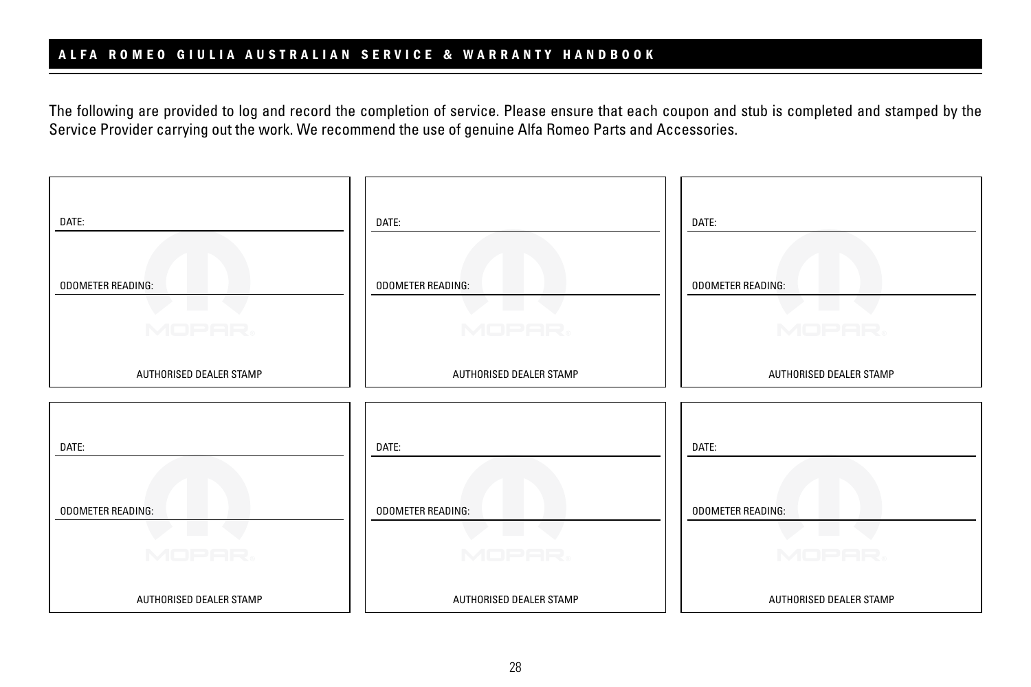The following are provided to log and record the completion of service. Please ensure that each coupon and stub is completed and stamped by the Service Provider carrying out the work. We recommend the use of genuine Alfa Romeo Parts and Accessories.

DATE:

ODOMETER READING:

AUTHORISED DEALER STAMP

DATE:

ODOMETER READING:

AUTHORISED DEALER STAMP

DATE:

ODOMETER READING:

AUTHORISED DEALER STAMP

DATE:

ODOMETER READING:

AUTHORISED DEALER STAMP

DATE:

ODOMETER READING:

AUTHORISED DEALER STAMP

DATE:

ODOMETER READING:

AUTHORISED DEALER STAMP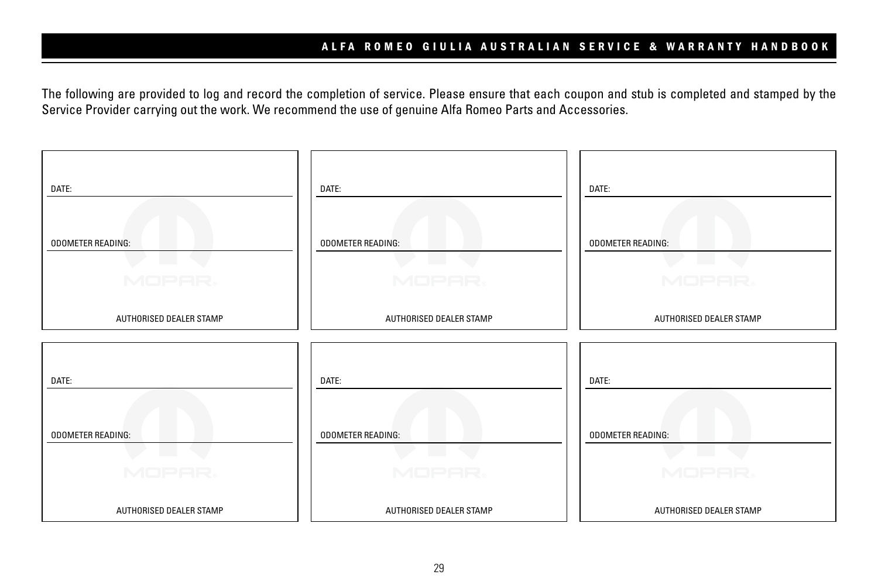The following are provided to log and record the completion of service. Please ensure that each coupon and stub is completed and stamped by the Service Provider carrying out the work. We recommend the use of genuine Alfa Romeo Parts and Accessories.

| | | |
|---|---|---|
| DATE: | DATE: | DATE: |
| ODOMETER READING: | ODOMETER READING: | ODOMETER READING: |
| AUTHORISED DEALER STAMP | AUTHORISED DEALER STAMP | AUTHORISED DEALER STAMP |

| | | |
|---|---|---|
| DATE: | DATE: | DATE: |
| ODOMETER READING: | ODOMETER READING: | ODOMETER READING: |
| AUTHORISED DEALER STAMP | AUTHORISED DEALER STAMP | AUTHORISED DEALER STAMP |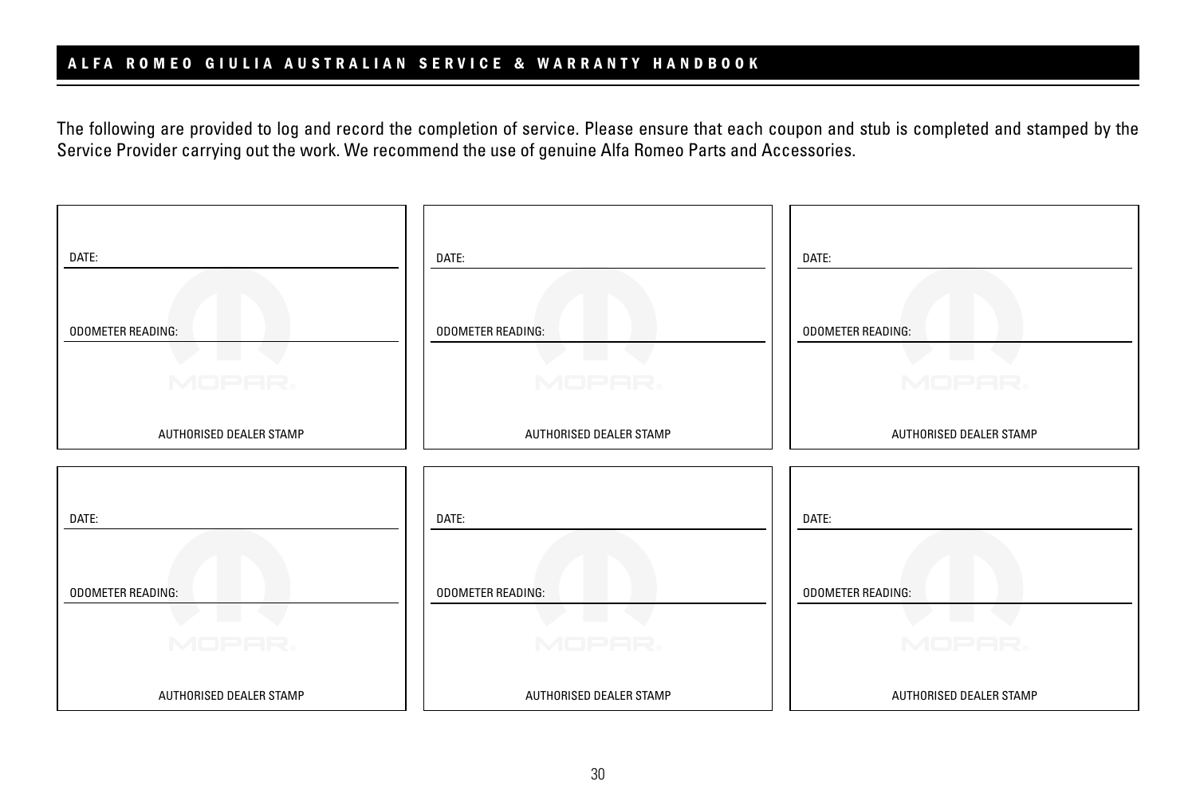The following are provided to log and record the completion of service. Please ensure that each coupon and stub is completed and stamped by the Service Provider carrying out the work. We recommend the use of genuine Alfa Romeo Parts and Accessories.

DATE:

ODOMETER READING:

AUTHORISED DEALER STAMP

DATE:

ODOMETER READING:

AUTHORISED DEALER STAMP

DATE:

ODOMETER READING:

AUTHORISED DEALER STAMP

DATE:

ODOMETER READING:

AUTHORISED DEALER STAMP

DATE:

ODOMETER READING:

AUTHORISED DEALER STAMP

DATE:

ODOMETER READING:

AUTHORISED DEALER STAMP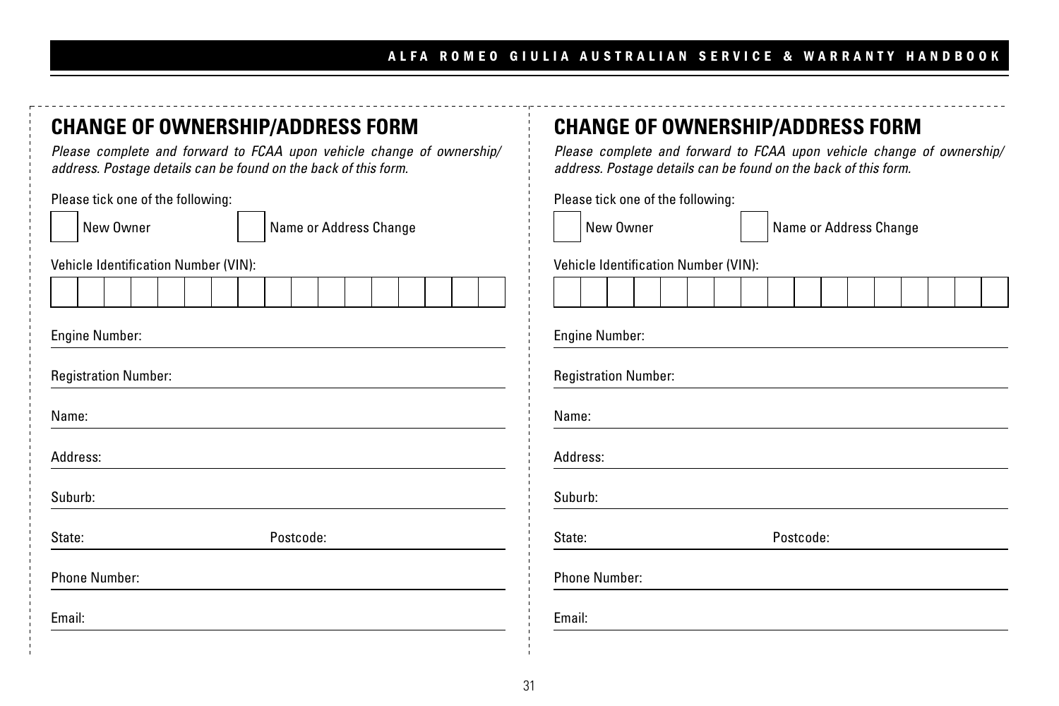## CHANGE OF OWNERSHIP/ADDRESS FORM

*Please complete and forward to FCAA upon vehicle change of ownership/ address. Postage details can be found on the back of this form.*

Please tick one of the following:

☐ New Owner ☐ Name or Address Change

Vehicle Identification Number (VIN):

| | | | | | | | | | | | | | | | | |
|---|---|---|---|---|---|---|---|---|---|---|---|---|---|---|---|---|

Engine Number:

Registration Number:

Name:

Address:

Suburb:

State: Postcode:

Phone Number:

Email:

## CHANGE OF OWNERSHIP/ADDRESS FORM

*Please complete and forward to FCAA upon vehicle change of ownership/ address. Postage details can be found on the back of this form.*

Please tick one of the following:

☐ New Owner ☐ Name or Address Change

Vehicle Identification Number (VIN):

| | | | | | | | | | | | | | | | | |
|---|---|---|---|---|---|---|---|---|---|---|---|---|---|---|---|---|

Engine Number:

Registration Number:

Name:

Address:

Suburb:

State: Postcode:

Phone Number:

Email: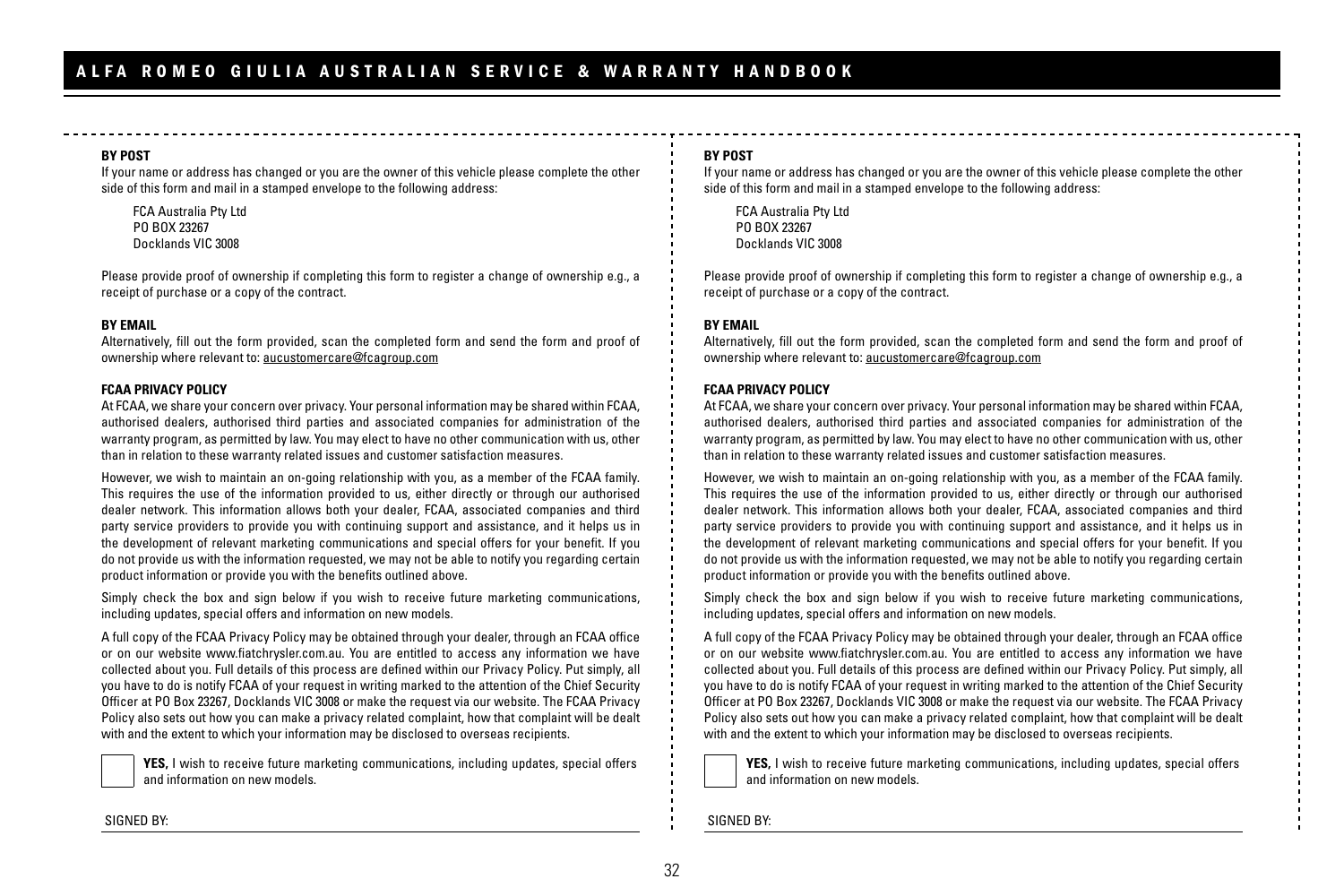**BY POST**

If your name or address has changed or you are the owner of this vehicle please complete the other side of this form and mail in a stamped envelope to the following address:

FCA Australia Pty Ltd
PO BOX 23267
Docklands VIC 3008

Please provide proof of ownership if completing this form to register a change of ownership e.g., a receipt of purchase or a copy of the contract.

**BY EMAIL**

Alternatively, fill out the form provided, scan the completed form and send the form and proof of ownership where relevant to: aucustomercare@fcagroup.com

**FCAA PRIVACY POLICY**

At FCAA, we share your concern over privacy. Your personal information may be shared within FCAA, authorised dealers, authorised third parties and associated companies for administration of the warranty program, as permitted by law. You may elect to have no other communication with us, other than in relation to these warranty related issues and customer satisfaction measures.

However, we wish to maintain an on-going relationship with you, as a member of the FCAA family. This requires the use of the information provided to us, either directly or through our authorised dealer network. This information allows both your dealer, FCAA, associated companies and third party service providers to provide you with continuing support and assistance, and it helps us in the development of relevant marketing communications and special offers for your benefit. If you do not provide us with the information requested, we may not be able to notify you regarding certain product information or provide you with the benefits outlined above.

Simply check the box and sign below if you wish to receive future marketing communications, including updates, special offers and information on new models.

A full copy of the FCAA Privacy Policy may be obtained through your dealer, through an FCAA office or on our website www.fiatchrysler.com.au. You are entitled to access any information we have collected about you. Full details of this process are defined within our Privacy Policy. Put simply, all you have to do is notify FCAA of your request in writing marked to the attention of the Chief Security Officer at PO Box 23267, Docklands VIC 3008 or make the request via our website. The FCAA Privacy Policy also sets out how you can make a privacy related complaint, how that complaint will be dealt with and the extent to which your information may be disclosed to overseas recipients.

☐ **YES,** I wish to receive future marketing communications, including updates, special offers and information on new models.

SIGNED BY:

---

**BY POST**

If your name or address has changed or you are the owner of this vehicle please complete the other side of this form and mail in a stamped envelope to the following address:

FCA Australia Pty Ltd
PO BOX 23267
Docklands VIC 3008

Please provide proof of ownership if completing this form to register a change of ownership e.g., a receipt of purchase or a copy of the contract.

**BY EMAIL**

Alternatively, fill out the form provided, scan the completed form and send the form and proof of ownership where relevant to: aucustomercare@fcagroup.com

**FCAA PRIVACY POLICY**

At FCAA, we share your concern over privacy. Your personal information may be shared within FCAA, authorised dealers, authorised third parties and associated companies for administration of the warranty program, as permitted by law. You may elect to have no other communication with us, other than in relation to these warranty related issues and customer satisfaction measures.

However, we wish to maintain an on-going relationship with you, as a member of the FCAA family. This requires the use of the information provided to us, either directly or through our authorised dealer network. This information allows both your dealer, FCAA, associated companies and third party service providers to provide you with continuing support and assistance, and it helps us in the development of relevant marketing communications and special offers for your benefit. If you do not provide us with the information requested, we may not be able to notify you regarding certain product information or provide you with the benefits outlined above.

Simply check the box and sign below if you wish to receive future marketing communications, including updates, special offers and information on new models.

A full copy of the FCAA Privacy Policy may be obtained through your dealer, through an FCAA office or on our website www.fiatchrysler.com.au. You are entitled to access any information we have collected about you. Full details of this process are defined within our Privacy Policy. Put simply, all you have to do is notify FCAA of your request in writing marked to the attention of the Chief Security Officer at PO Box 23267, Docklands VIC 3008 or make the request via our website. The FCAA Privacy Policy also sets out how you can make a privacy related complaint, how that complaint will be dealt with and the extent to which your information may be disclosed to overseas recipients.

☐ **YES,** I wish to receive future marketing communications, including updates, special offers and information on new models.

SIGNED BY: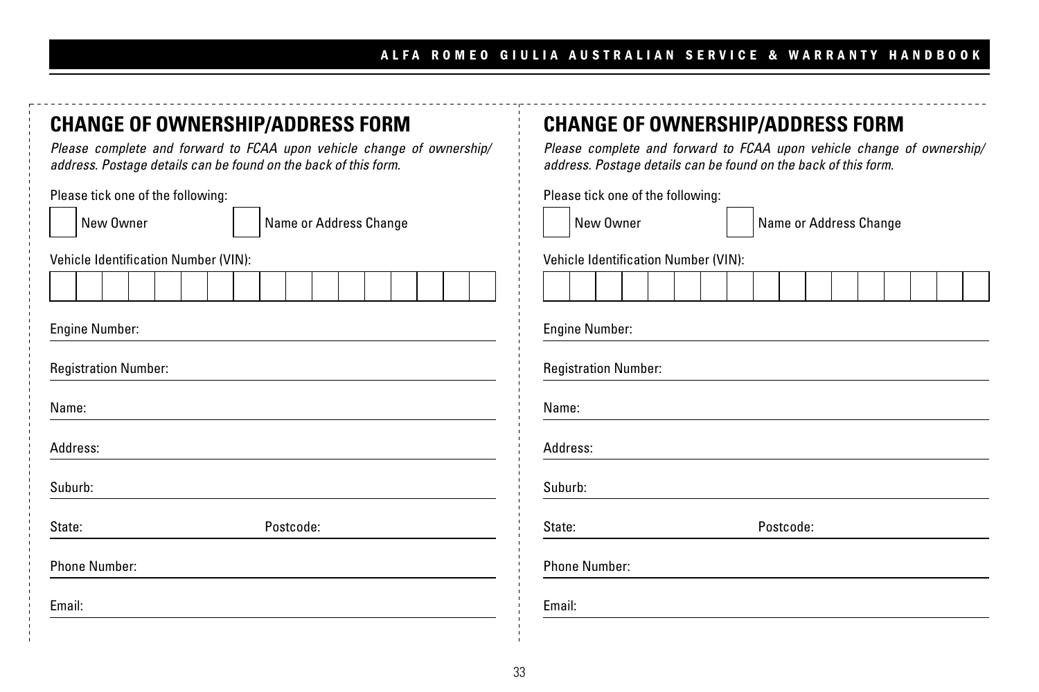## CHANGE OF OWNERSHIP/ADDRESS FORM

*Please complete and forward to FCAA upon vehicle change of ownership/ address. Postage details can be found on the back of this form.*

Please tick one of the following:

☐ New Owner ☐ Name or Address Change

Vehicle Identification Number (VIN):

| | | | | | | | | | | | | | | | | |
|---|---|---|---|---|---|---|---|---|---|---|---|---|---|---|---|---|

Engine Number: \_\_\_\_\_\_\_\_\_\_\_\_\_\_\_\_\_\_\_\_

Registration Number: \_\_\_\_\_\_\_\_\_\_\_\_\_\_\_\_\_\_\_\_

Name: \_\_\_\_\_\_\_\_\_\_\_\_\_\_\_\_\_\_\_\_

Address: \_\_\_\_\_\_\_\_\_\_\_\_\_\_\_\_\_\_\_\_

Suburb: \_\_\_\_\_\_\_\_\_\_\_\_\_\_\_\_\_\_\_\_

State: \_\_\_\_\_\_\_\_\_\_ Postcode: \_\_\_\_\_\_\_\_\_\_

Phone Number: \_\_\_\_\_\_\_\_\_\_\_\_\_\_\_\_\_\_\_\_

Email: \_\_\_\_\_\_\_\_\_\_\_\_\_\_\_\_\_\_\_\_

## CHANGE OF OWNERSHIP/ADDRESS FORM

*Please complete and forward to FCAA upon vehicle change of ownership/ address. Postage details can be found on the back of this form.*

Please tick one of the following:

☐ New Owner ☐ Name or Address Change

Vehicle Identification Number (VIN):

| | | | | | | | | | | | | | | | | |
|---|---|---|---|---|---|---|---|---|---|---|---|---|---|---|---|---|

Engine Number: \_\_\_\_\_\_\_\_\_\_\_\_\_\_\_\_\_\_\_\_

Registration Number: \_\_\_\_\_\_\_\_\_\_\_\_\_\_\_\_\_\_\_\_

Name: \_\_\_\_\_\_\_\_\_\_\_\_\_\_\_\_\_\_\_\_

Address: \_\_\_\_\_\_\_\_\_\_\_\_\_\_\_\_\_\_\_\_

Suburb: \_\_\_\_\_\_\_\_\_\_\_\_\_\_\_\_\_\_\_\_

State: \_\_\_\_\_\_\_\_\_\_ Postcode: \_\_\_\_\_\_\_\_\_\_

Phone Number: \_\_\_\_\_\_\_\_\_\_\_\_\_\_\_\_\_\_\_\_

Email: \_\_\_\_\_\_\_\_\_\_\_\_\_\_\_\_\_\_\_\_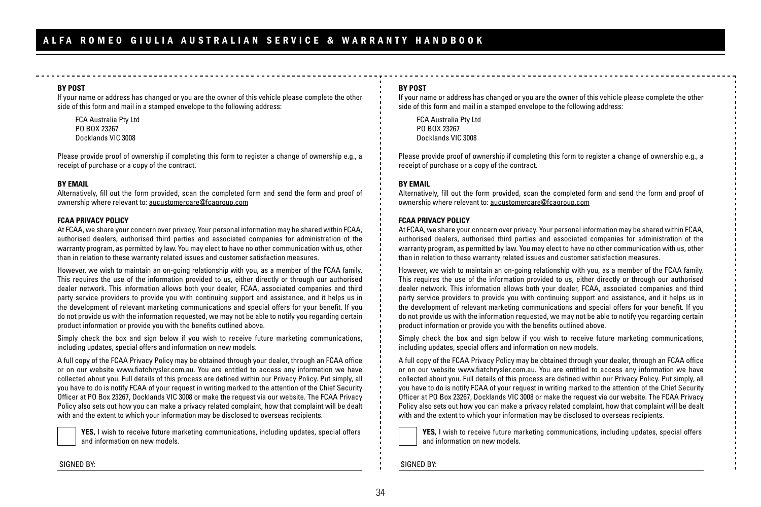**BY POST**

If your name or address has changed or you are the owner of this vehicle please complete the other side of this form and mail in a stamped envelope to the following address:

FCA Australia Pty Ltd
PO BOX 23267
Docklands VIC 3008

Please provide proof of ownership if completing this form to register a change of ownership e.g., a receipt of purchase or a copy of the contract.

**BY EMAIL**

Alternatively, fill out the form provided, scan the completed form and send the form and proof of ownership where relevant to: aucustomercare@fcagroup.com

**FCAA PRIVACY POLICY**

At FCAA, we share your concern over privacy. Your personal information may be shared within FCAA, authorised dealers, authorised third parties and associated companies for administration of the warranty program, as permitted by law. You may elect to have no other communication with us, other than in relation to these warranty related issues and customer satisfaction measures.

However, we wish to maintain an on-going relationship with you, as a member of the FCAA family. This requires the use of the information provided to us, either directly or through our authorised dealer network. This information allows both your dealer, FCAA, associated companies and third party service providers to provide you with continuing support and assistance, and it helps us in the development of relevant marketing communications and special offers for your benefit. If you do not provide us with the information requested, we may not be able to notify you regarding certain product information or provide you with the benefits outlined above.

Simply check the box and sign below if you wish to receive future marketing communications, including updates, special offers and information on new models.

A full copy of the FCAA Privacy Policy may be obtained through your dealer, through an FCAA office or on our website www.fiatchrysler.com.au. You are entitled to access any information we have collected about you. Full details of this process are defined within our Privacy Policy. Put simply, all you have to do is notify FCAA of your request in writing marked to the attention of the Chief Security Officer at PO Box 23267, Docklands VIC 3008 or make the request via our website. The FCAA Privacy Policy also sets out how you can make a privacy related complaint, how that complaint will be dealt with and the extent to which your information may be disclosed to overseas recipients.

☐ **YES,** I wish to receive future marketing communications, including updates, special offers and information on new models.

SIGNED BY: ______________________________

**BY POST**

If your name or address has changed or you are the owner of this vehicle please complete the other side of this form and mail in a stamped envelope to the following address:

FCA Australia Pty Ltd
PO BOX 23267
Docklands VIC 3008

Please provide proof of ownership if completing this form to register a change of ownership e.g., a receipt of purchase or a copy of the contract.

**BY EMAIL**

Alternatively, fill out the form provided, scan the completed form and send the form and proof of ownership where relevant to: aucustomercare@fcagroup.com

**FCAA PRIVACY POLICY**

At FCAA, we share your concern over privacy. Your personal information may be shared within FCAA, authorised dealers, authorised third parties and associated companies for administration of the warranty program, as permitted by law. You may elect to have no other communication with us, other than in relation to these warranty related issues and customer satisfaction measures.

However, we wish to maintain an on-going relationship with you, as a member of the FCAA family. This requires the use of the information provided to us, either directly or through our authorised dealer network. This information allows both your dealer, FCAA, associated companies and third party service providers to provide you with continuing support and assistance, and it helps us in the development of relevant marketing communications and special offers for your benefit. If you do not provide us with the information requested, we may not be able to notify you regarding certain product information or provide you with the benefits outlined above.

Simply check the box and sign below if you wish to receive future marketing communications, including updates, special offers and information on new models.

A full copy of the FCAA Privacy Policy may be obtained through your dealer, through an FCAA office or on our website www.fiatchrysler.com.au. You are entitled to access any information we have collected about you. Full details of this process are defined within our Privacy Policy. Put simply, all you have to do is notify FCAA of your request in writing marked to the attention of the Chief Security Officer at PO Box 23267, Docklands VIC 3008 or make the request via our website. The FCAA Privacy Policy also sets out how you can make a privacy related complaint, how that complaint will be dealt with and the extent to which your information may be disclosed to overseas recipients.

☐ **YES,** I wish to receive future marketing communications, including updates, special offers and information on new models.

SIGNED BY: ______________________________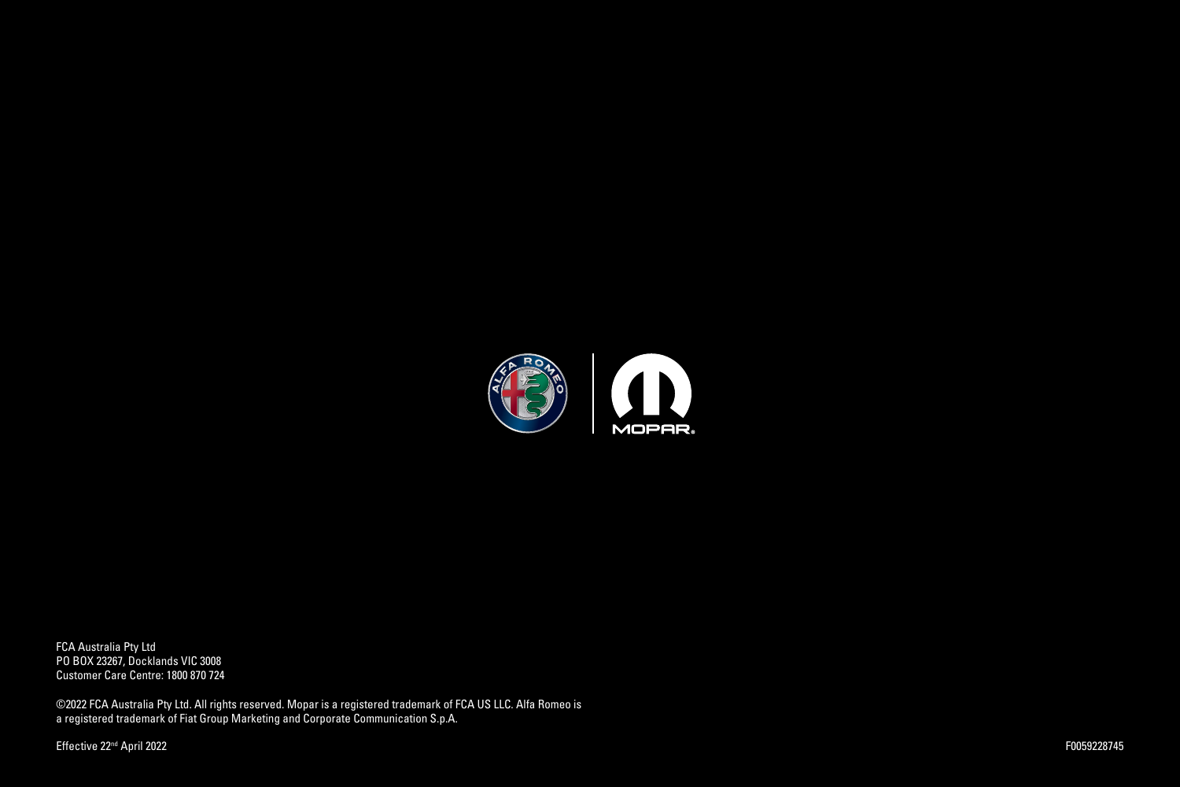FCA Australia Pty Ltd
PO BOX 23267, Docklands VIC 3008
Customer Care Centre: 1800 870 724

©2022 FCA Australia Pty Ltd. All rights reserved. Mopar is a registered trademark of FCA US LLC. Alfa Romeo is a registered trademark of Fiat Group Marketing and Corporate Communication S.p.A.

Effective 22nd April 2022

F0059228745